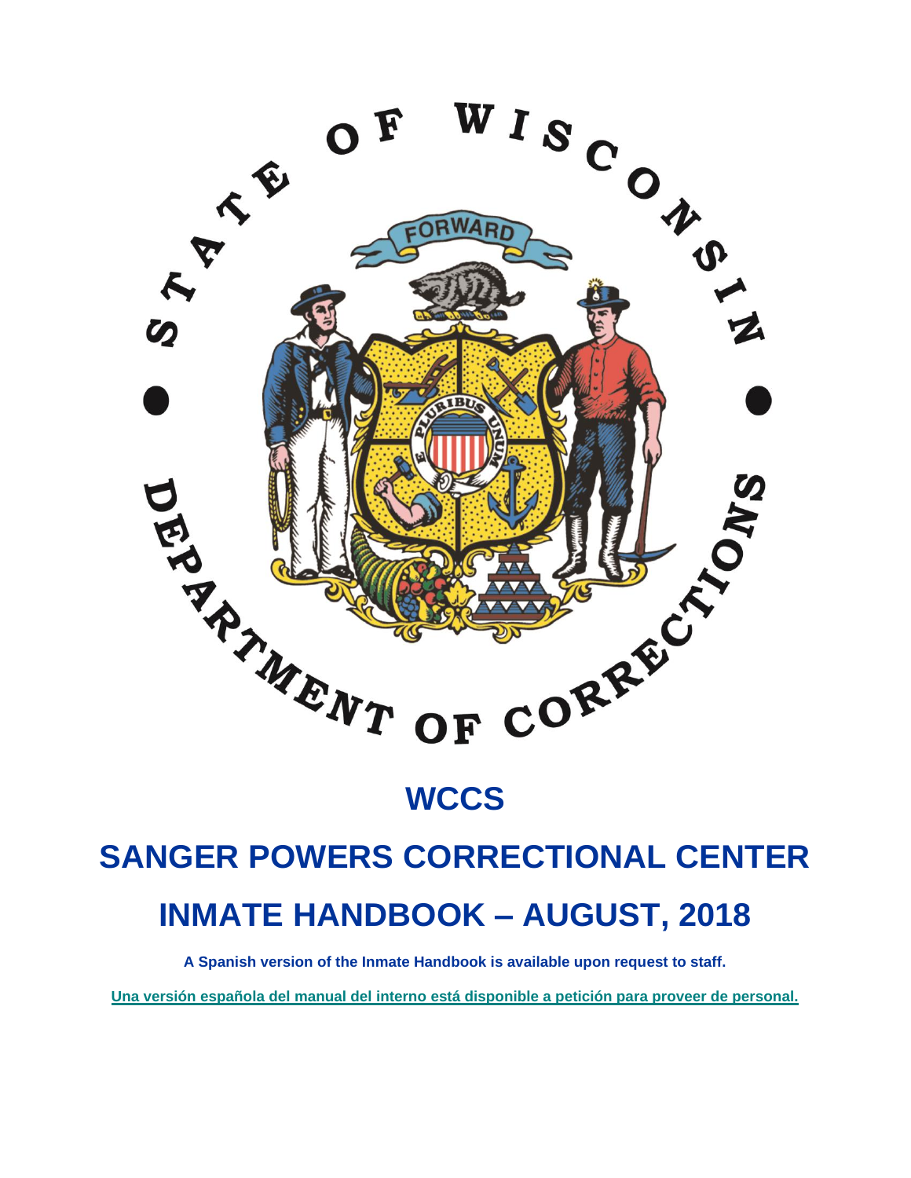# WCCS

# SANGER POWERS CORRECTIONAL CENTER

# INMATE HANDBOOK – AUGUST, 2018

**A Spanish version of the Inmate Handbook is available upon request to staff.**

**Una versión española del manual del interno está disponible a petición para proveer de personal.**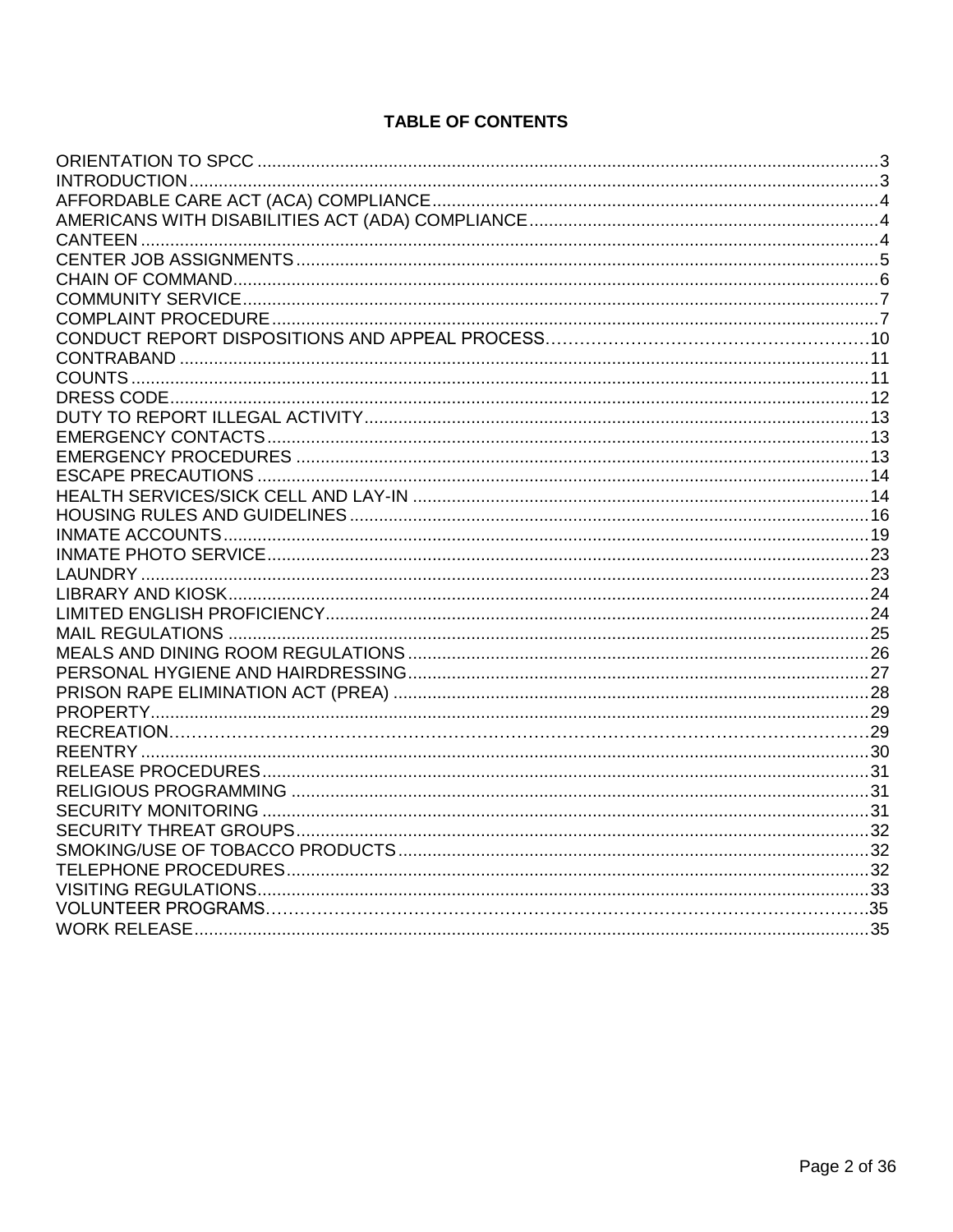# TABLE OF CONTENTS

| Section | Page |
|---|---|
| ORIENTATION TO SPCC | 3 |
| INTRODUCTION | 3 |
| AFFORDABLE CARE ACT (ACA) COMPLIANCE | 4 |
| AMERICANS WITH DISABILITIES ACT (ADA) COMPLIANCE | 4 |
| CANTEEN | 4 |
| CENTER JOB ASSIGNMENTS | 5 |
| CHAIN OF COMMAND | 6 |
| COMMUNITY SERVICE | 7 |
| COMPLAINT PROCEDURE | 7 |
| CONDUCT REPORT DISPOSITIONS AND APPEAL PROCESS | 10 |
| CONTRABAND | 11 |
| COUNTS | 11 |
| DRESS CODE | 12 |
| DUTY TO REPORT ILLEGAL ACTIVITY | 13 |
| EMERGENCY CONTACTS | 13 |
| EMERGENCY PROCEDURES | 13 |
| ESCAPE PRECAUTIONS | 14 |
| HEALTH SERVICES/SICK CELL AND LAY-IN | 14 |
| HOUSING RULES AND GUIDELINES | 16 |
| INMATE ACCOUNTS | 19 |
| INMATE PHOTO SERVICE | 23 |
| LAUNDRY | 23 |
| LIBRARY AND KIOSK | 24 |
| LIMITED ENGLISH PROFICIENCY | 24 |
| MAIL REGULATIONS | 25 |
| MEALS AND DINING ROOM REGULATIONS | 26 |
| PERSONAL HYGIENE AND HAIRDRESSING | 27 |
| PRISON RAPE ELIMINATION ACT (PREA) | 28 |
| PROPERTY | 29 |
| RECREATION | 29 |
| REENTRY | 30 |
| RELEASE PROCEDURES | 31 |
| RELIGIOUS PROGRAMMING | 31 |
| SECURITY MONITORING | 31 |
| SECURITY THREAT GROUPS | 32 |
| SMOKING/USE OF TOBACCO PRODUCTS | 32 |
| TELEPHONE PROCEDURES | 32 |
| VISITING REGULATIONS | 33 |
| VOLUNTEER PROGRAMS | 35 |
| WORK RELEASE | 35 |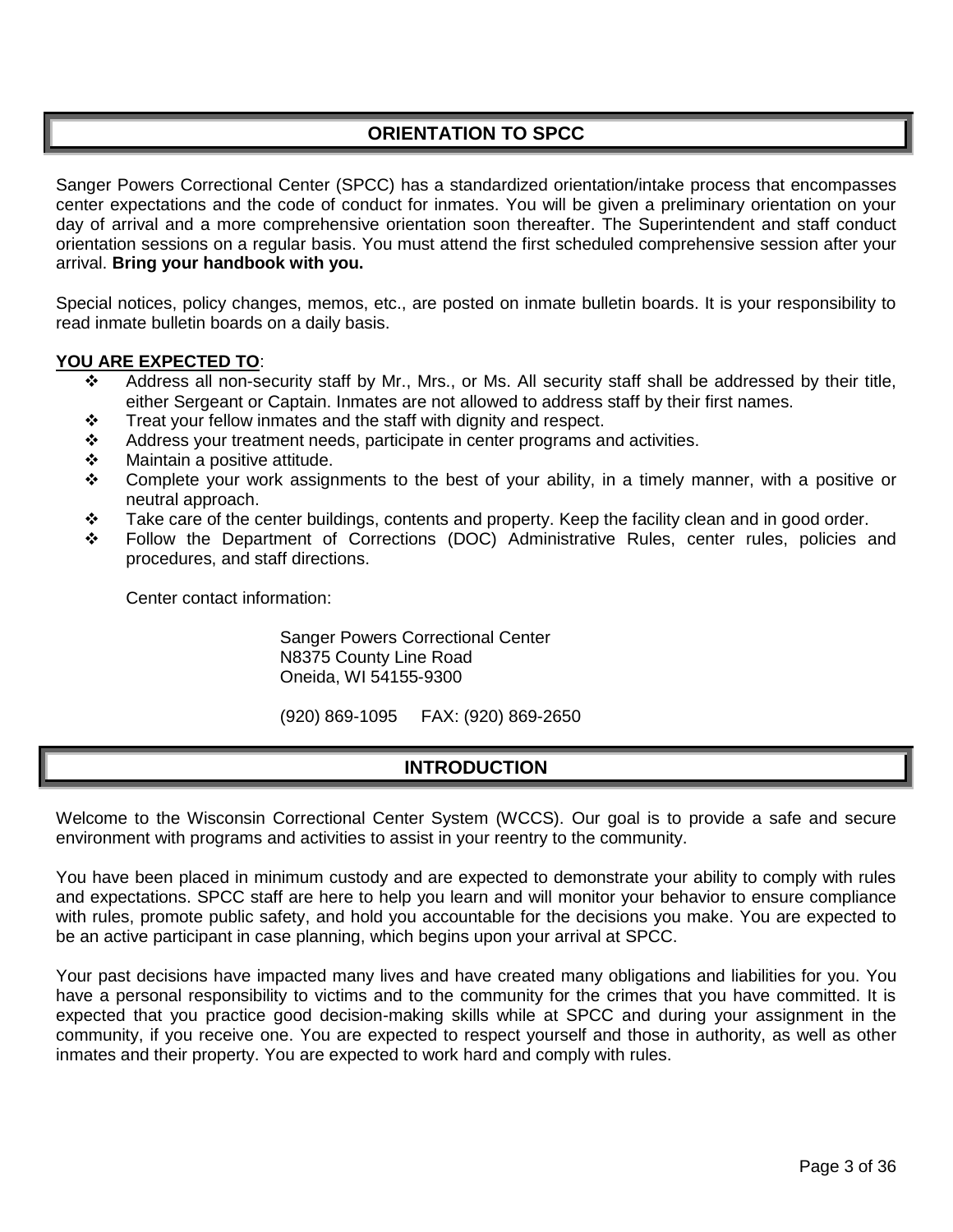## ORIENTATION TO SPCC

Sanger Powers Correctional Center (SPCC) has a standardized orientation/intake process that encompasses center expectations and the code of conduct for inmates. You will be given a preliminary orientation on your day of arrival and a more comprehensive orientation soon thereafter. The Superintendent and staff conduct orientation sessions on a regular basis. You must attend the first scheduled comprehensive session after your arrival. **Bring your handbook with you.**

Special notices, policy changes, memos, etc., are posted on inmate bulletin boards. It is your responsibility to read inmate bulletin boards on a daily basis.

**YOU ARE EXPECTED TO**:

- Address all non-security staff by Mr., Mrs., or Ms. All security staff shall be addressed by their title, either Sergeant or Captain. Inmates are not allowed to address staff by their first names.
- Treat your fellow inmates and the staff with dignity and respect.
- Address your treatment needs, participate in center programs and activities.
- Maintain a positive attitude.
- Complete your work assignments to the best of your ability, in a timely manner, with a positive or neutral approach.
- Take care of the center buildings, contents and property. Keep the facility clean and in good order.
- Follow the Department of Corrections (DOC) Administrative Rules, center rules, policies and procedures, and staff directions.

Center contact information:

Sanger Powers Correctional Center
N8375 County Line Road
Oneida, WI 54155-9300

(920) 869-1095     FAX: (920) 869-2650

## INTRODUCTION

Welcome to the Wisconsin Correctional Center System (WCCS). Our goal is to provide a safe and secure environment with programs and activities to assist in your reentry to the community.

You have been placed in minimum custody and are expected to demonstrate your ability to comply with rules and expectations. SPCC staff are here to help you learn and will monitor your behavior to ensure compliance with rules, promote public safety, and hold you accountable for the decisions you make. You are expected to be an active participant in case planning, which begins upon your arrival at SPCC.

Your past decisions have impacted many lives and have created many obligations and liabilities for you. You have a personal responsibility to victims and to the community for the crimes that you have committed. It is expected that you practice good decision-making skills while at SPCC and during your assignment in the community, if you receive one. You are expected to respect yourself and those in authority, as well as other inmates and their property. You are expected to work hard and comply with rules.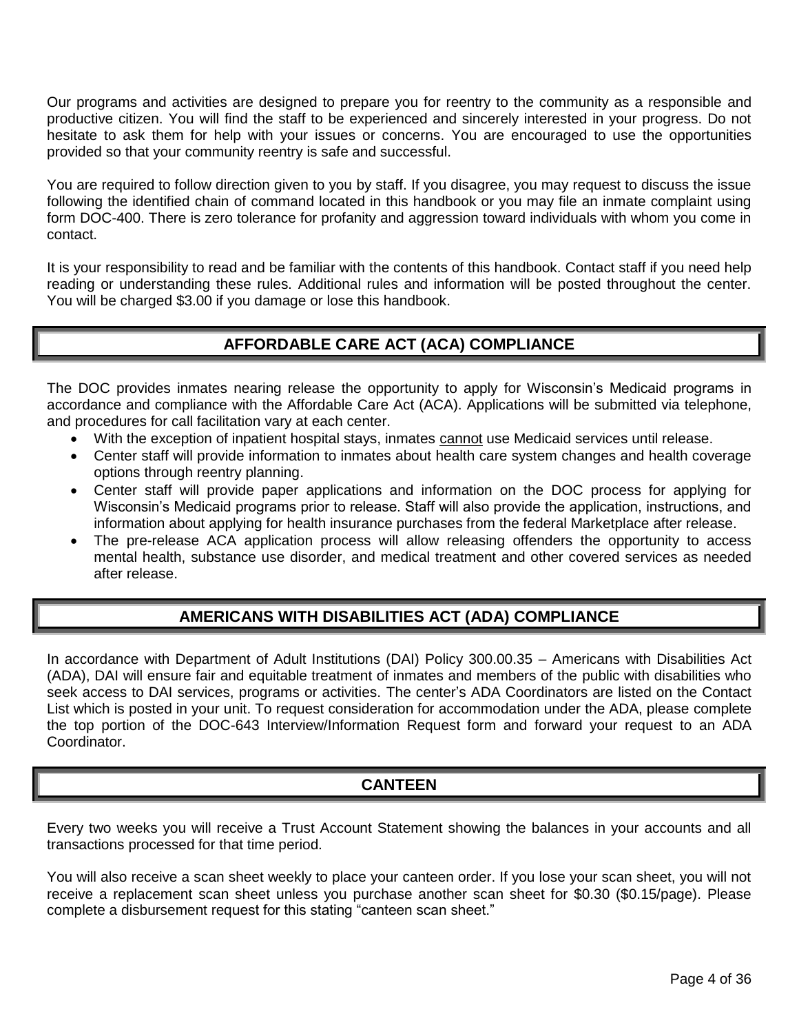Our programs and activities are designed to prepare you for reentry to the community as a responsible and productive citizen. You will find the staff to be experienced and sincerely interested in your progress. Do not hesitate to ask them for help with your issues or concerns. You are encouraged to use the opportunities provided so that your community reentry is safe and successful.

You are required to follow direction given to you by staff. If you disagree, you may request to discuss the issue following the identified chain of command located in this handbook or you may file an inmate complaint using form DOC-400. There is zero tolerance for profanity and aggression toward individuals with whom you come in contact.

It is your responsibility to read and be familiar with the contents of this handbook. Contact staff if you need help reading or understanding these rules. Additional rules and information will be posted throughout the center. You will be charged $3.00 if you damage or lose this handbook.

## AFFORDABLE CARE ACT (ACA) COMPLIANCE

The DOC provides inmates nearing release the opportunity to apply for Wisconsin's Medicaid programs in accordance and compliance with the Affordable Care Act (ACA). Applications will be submitted via telephone, and procedures for call facilitation vary at each center.

- With the exception of inpatient hospital stays, inmates <u>cannot</u> use Medicaid services until release.
- Center staff will provide information to inmates about health care system changes and health coverage options through reentry planning.
- Center staff will provide paper applications and information on the DOC process for applying for Wisconsin's Medicaid programs prior to release. Staff will also provide the application, instructions, and information about applying for health insurance purchases from the federal Marketplace after release.
- The pre-release ACA application process will allow releasing offenders the opportunity to access mental health, substance use disorder, and medical treatment and other covered services as needed after release.

## AMERICANS WITH DISABILITIES ACT (ADA) COMPLIANCE

In accordance with Department of Adult Institutions (DAI) Policy 300.00.35 – Americans with Disabilities Act (ADA), DAI will ensure fair and equitable treatment of inmates and members of the public with disabilities who seek access to DAI services, programs or activities. The center's ADA Coordinators are listed on the Contact List which is posted in your unit. To request consideration for accommodation under the ADA, please complete the top portion of the DOC-643 Interview/Information Request form and forward your request to an ADA Coordinator.

## CANTEEN

Every two weeks you will receive a Trust Account Statement showing the balances in your accounts and all transactions processed for that time period.

You will also receive a scan sheet weekly to place your canteen order. If you lose your scan sheet, you will not receive a replacement scan sheet unless you purchase another scan sheet for $0.30 ($0.15/page). Please complete a disbursement request for this stating "canteen scan sheet."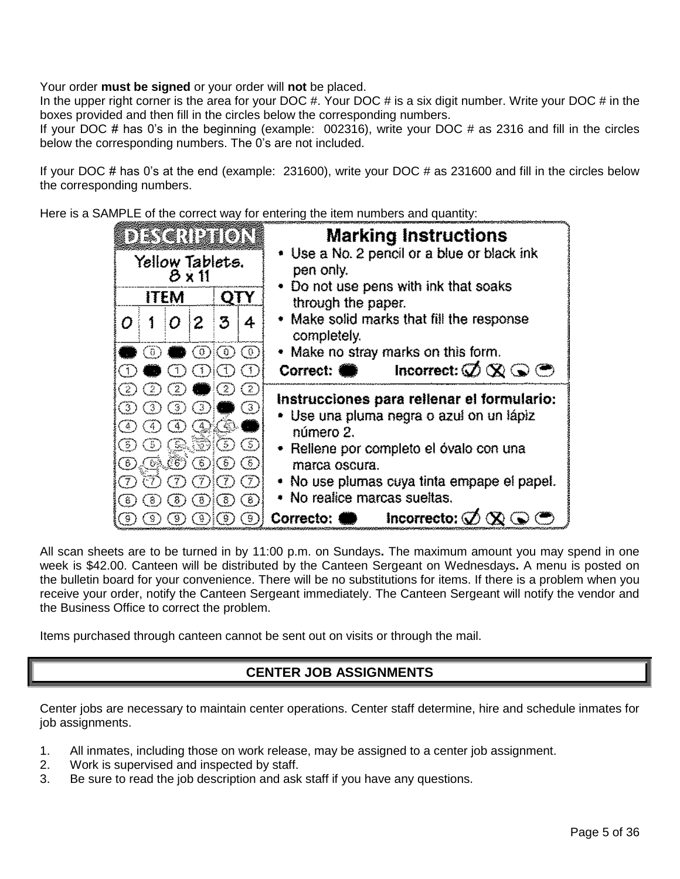Your order **must be signed** or your order will **not** be placed.
In the upper right corner is the area for your DOC #. Your DOC # is a six digit number. Write your DOC # in the boxes provided and then fill in the circles below the corresponding numbers.
If your DOC # has 0's in the beginning (example: 002316), write your DOC # as 2316 and fill in the circles below the corresponding numbers. The 0's are not included.

If your DOC # has 0's at the end (example: 231600), write your DOC # as 231600 and fill in the circles below the corresponding numbers.

Here is a SAMPLE of the correct way for entering the item numbers and quantity:

**DESCRIPTION**

Yellow Tablets. 8 x 11

| ITEM | | | | QTY | |
|---|---|---|---|---|---|
| 0 | 1 | 0 | 2 | 3 | 4 |

**Marking Instructions**

- Use a No. 2 pencil or a blue or black ink pen only.
- Do not use pens with ink that soaks through the paper.
- Make solid marks that fill the response completely.
- Make no stray marks on this form.

Correct: ● Incorrect: ✓ ✗

**Instrucciones para rellenar el formulario:**

- Use una pluma negra o azul on un lápiz número 2.
- Rellene por completo el óvalo con una marca oscura.
- No use plumas cuya tinta empape el papel.
- No realice marcas sueltas.

Correcto: ● Incorrecto: ✓ ✗

All scan sheets are to be turned in by 11:00 p.m. on Sundays**.** The maximum amount you may spend in one week is $42.00. Canteen will be distributed by the Canteen Sergeant on Wednesdays**.** A menu is posted on the bulletin board for your convenience. There will be no substitutions for items. If there is a problem when you receive your order, notify the Canteen Sergeant immediately. The Canteen Sergeant will notify the vendor and the Business Office to correct the problem.

Items purchased through canteen cannot be sent out on visits or through the mail.

## CENTER JOB ASSIGNMENTS

Center jobs are necessary to maintain center operations. Center staff determine, hire and schedule inmates for job assignments.

1. All inmates, including those on work release, may be assigned to a center job assignment.
2. Work is supervised and inspected by staff.
3. Be sure to read the job description and ask staff if you have any questions.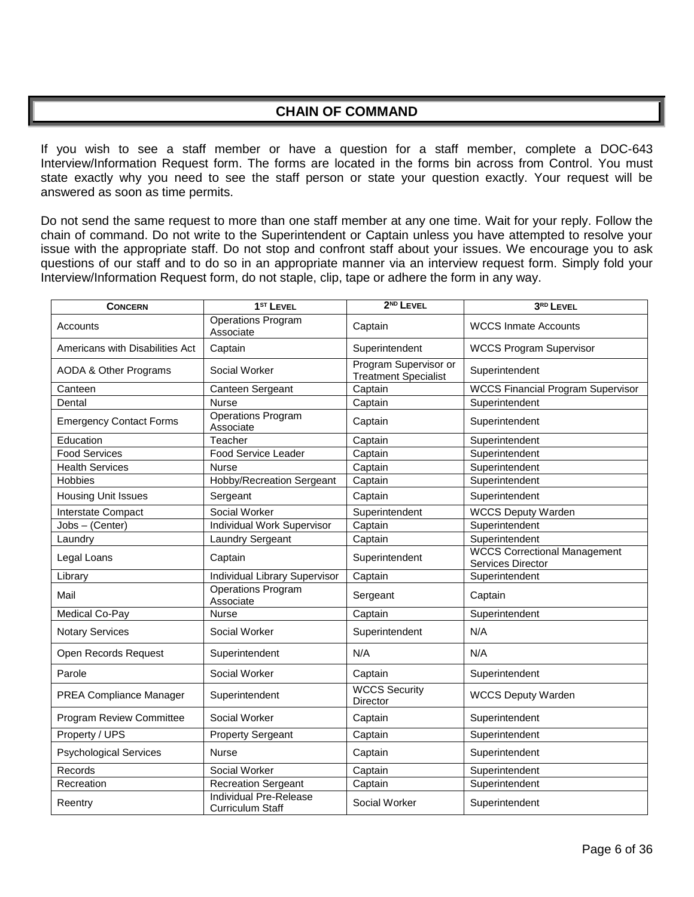## CHAIN OF COMMAND

If you wish to see a staff member or have a question for a staff member, complete a DOC-643 Interview/Information Request form. The forms are located in the forms bin across from Control. You must state exactly why you need to see the staff person or state your question exactly. Your request will be answered as soon as time permits.

Do not send the same request to more than one staff member at any one time. Wait for your reply. Follow the chain of command. Do not write to the Superintendent or Captain unless you have attempted to resolve your issue with the appropriate staff. Do not stop and confront staff about your issues. We encourage you to ask questions of our staff and to do so in an appropriate manner via an interview request form. Simply fold your Interview/Information Request form, do not staple, clip, tape or adhere the form in any way.

| CONCERN | 1ST LEVEL | 2ND LEVEL | 3RD LEVEL |
|---|---|---|---|
| Accounts | Operations Program Associate | Captain | WCCS Inmate Accounts |
| Americans with Disabilities Act | Captain | Superintendent | WCCS Program Supervisor |
| AODA & Other Programs | Social Worker | Program Supervisor or Treatment Specialist | Superintendent |
| Canteen | Canteen Sergeant | Captain | WCCS Financial Program Supervisor |
| Dental | Nurse | Captain | Superintendent |
| Emergency Contact Forms | Operations Program Associate | Captain | Superintendent |
| Education | Teacher | Captain | Superintendent |
| Food Services | Food Service Leader | Captain | Superintendent |
| Health Services | Nurse | Captain | Superintendent |
| Hobbies | Hobby/Recreation Sergeant | Captain | Superintendent |
| Housing Unit Issues | Sergeant | Captain | Superintendent |
| Interstate Compact | Social Worker | Superintendent | WCCS Deputy Warden |
| Jobs – (Center) | Individual Work Supervisor | Captain | Superintendent |
| Laundry | Laundry Sergeant | Captain | Superintendent |
| Legal Loans | Captain | Superintendent | WCCS Correctional Management Services Director |
| Library | Individual Library Supervisor | Captain | Superintendent |
| Mail | Operations Program Associate | Sergeant | Captain |
| Medical Co-Pay | Nurse | Captain | Superintendent |
| Notary Services | Social Worker | Superintendent | N/A |
| Open Records Request | Superintendent | N/A | N/A |
| Parole | Social Worker | Captain | Superintendent |
| PREA Compliance Manager | Superintendent | WCCS Security Director | WCCS Deputy Warden |
| Program Review Committee | Social Worker | Captain | Superintendent |
| Property / UPS | Property Sergeant | Captain | Superintendent |
| Psychological Services | Nurse | Captain | Superintendent |
| Records | Social Worker | Captain | Superintendent |
| Recreation | Recreation Sergeant | Captain | Superintendent |
| Reentry | Individual Pre-Release Curriculum Staff | Social Worker | Superintendent |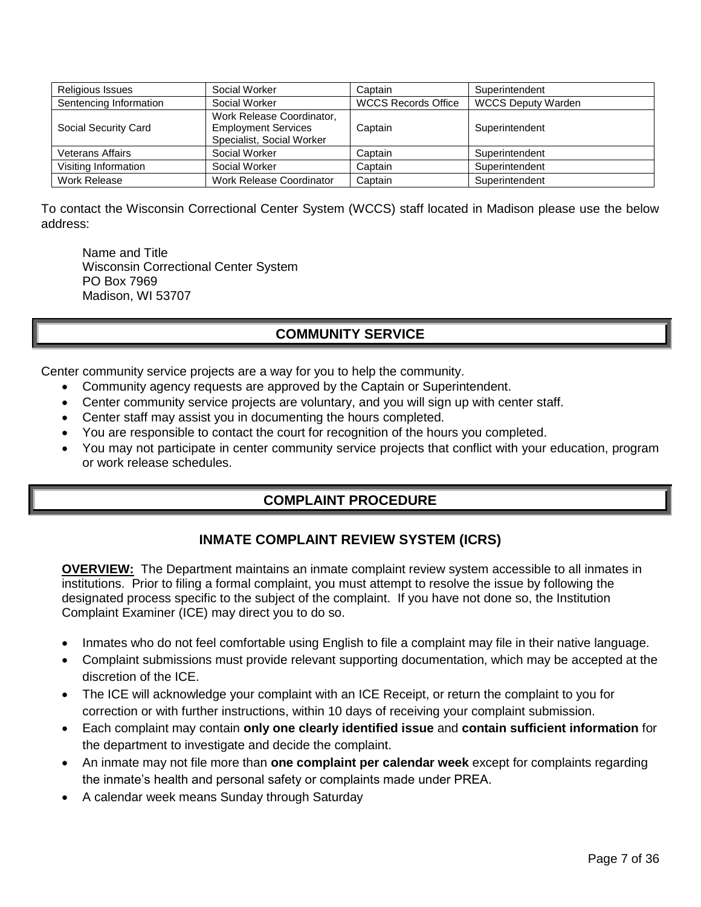| Religious Issues | Social Worker | Captain | Superintendent |
|---|---|---|---|
| Sentencing Information | Social Worker | WCCS Records Office | WCCS Deputy Warden |
| Social Security Card | Work Release Coordinator, Employment Services Specialist, Social Worker | Captain | Superintendent |
| Veterans Affairs | Social Worker | Captain | Superintendent |
| Visiting Information | Social Worker | Captain | Superintendent |
| Work Release | Work Release Coordinator | Captain | Superintendent |

To contact the Wisconsin Correctional Center System (WCCS) staff located in Madison please use the below address:

Name and Title
Wisconsin Correctional Center System
PO Box 7969
Madison, WI 53707

## COMMUNITY SERVICE

Center community service projects are a way for you to help the community.

- Community agency requests are approved by the Captain or Superintendent.
- Center community service projects are voluntary, and you will sign up with center staff.
- Center staff may assist you in documenting the hours completed.
- You are responsible to contact the court for recognition of the hours you completed.
- You may not participate in center community service projects that conflict with your education, program or work release schedules.

## COMPLAINT PROCEDURE

### INMATE COMPLAINT REVIEW SYSTEM (ICRS)

**OVERVIEW:** The Department maintains an inmate complaint review system accessible to all inmates in institutions. Prior to filing a formal complaint, you must attempt to resolve the issue by following the designated process specific to the subject of the complaint. If you have not done so, the Institution Complaint Examiner (ICE) may direct you to do so.

- Inmates who do not feel comfortable using English to file a complaint may file in their native language.
- Complaint submissions must provide relevant supporting documentation, which may be accepted at the discretion of the ICE.
- The ICE will acknowledge your complaint with an ICE Receipt, or return the complaint to you for correction or with further instructions, within 10 days of receiving your complaint submission.
- Each complaint may contain **only one clearly identified issue** and **contain sufficient information** for the department to investigate and decide the complaint.
- An inmate may not file more than **one complaint per calendar week** except for complaints regarding the inmate's health and personal safety or complaints made under PREA.
- A calendar week means Sunday through Saturday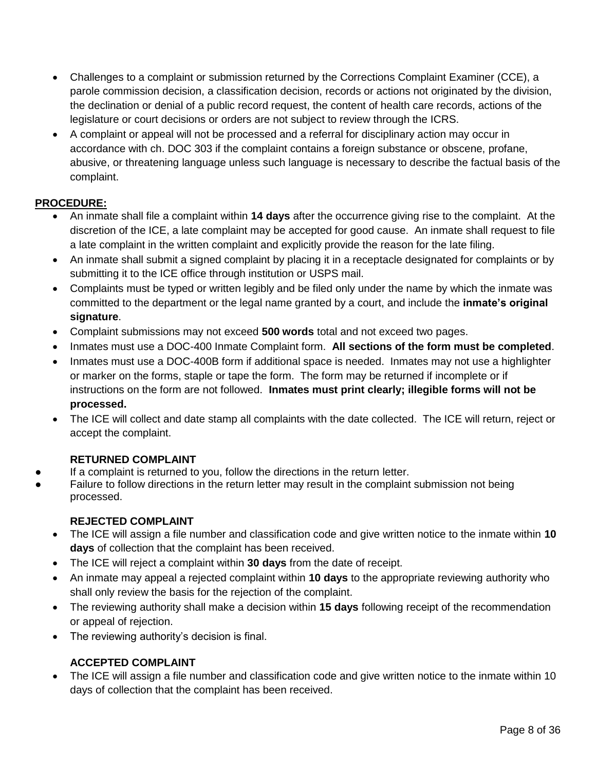- Challenges to a complaint or submission returned by the Corrections Complaint Examiner (CCE), a parole commission decision, a classification decision, records or actions not originated by the division, the declination or denial of a public record request, the content of health care records, actions of the legislature or court decisions or orders are not subject to review through the ICRS.
- A complaint or appeal will not be processed and a referral for disciplinary action may occur in accordance with ch. DOC 303 if the complaint contains a foreign substance or obscene, profane, abusive, or threatening language unless such language is necessary to describe the factual basis of the complaint.

**PROCEDURE:**

- An inmate shall file a complaint within **14 days** after the occurrence giving rise to the complaint. At the discretion of the ICE, a late complaint may be accepted for good cause. An inmate shall request to file a late complaint in the written complaint and explicitly provide the reason for the late filing.
- An inmate shall submit a signed complaint by placing it in a receptacle designated for complaints or by submitting it to the ICE office through institution or USPS mail.
- Complaints must be typed or written legibly and be filed only under the name by which the inmate was committed to the department or the legal name granted by a court, and include the **inmate's original signature**.
- Complaint submissions may not exceed **500 words** total and not exceed two pages.
- Inmates must use a DOC-400 Inmate Complaint form. **All sections of the form must be completed**.
- Inmates must use a DOC-400B form if additional space is needed. Inmates may not use a highlighter or marker on the forms, staple or tape the form. The form may be returned if incomplete or if instructions on the form are not followed. **Inmates must print clearly; illegible forms will not be processed.**
- The ICE will collect and date stamp all complaints with the date collected. The ICE will return, reject or accept the complaint.

**RETURNED COMPLAINT**

- If a complaint is returned to you, follow the directions in the return letter.
- Failure to follow directions in the return letter may result in the complaint submission not being processed.

**REJECTED COMPLAINT**

- The ICE will assign a file number and classification code and give written notice to the inmate within **10 days** of collection that the complaint has been received.
- The ICE will reject a complaint within **30 days** from the date of receipt.
- An inmate may appeal a rejected complaint within **10 days** to the appropriate reviewing authority who shall only review the basis for the rejection of the complaint.
- The reviewing authority shall make a decision within **15 days** following receipt of the recommendation or appeal of rejection.
- The reviewing authority's decision is final.

**ACCEPTED COMPLAINT**

- The ICE will assign a file number and classification code and give written notice to the inmate within 10 days of collection that the complaint has been received.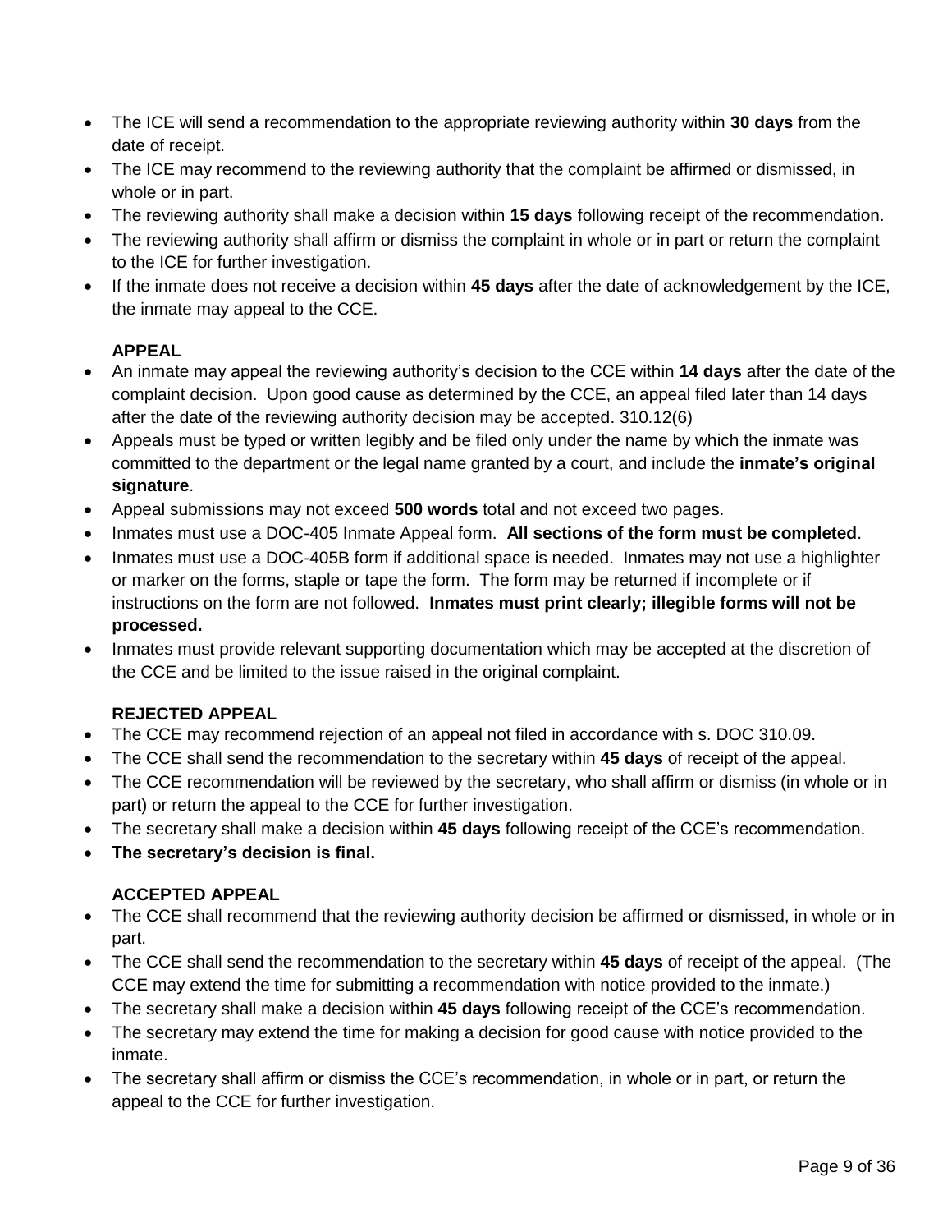- The ICE will send a recommendation to the appropriate reviewing authority within **30 days** from the date of receipt.
- The ICE may recommend to the reviewing authority that the complaint be affirmed or dismissed, in whole or in part.
- The reviewing authority shall make a decision within **15 days** following receipt of the recommendation.
- The reviewing authority shall affirm or dismiss the complaint in whole or in part or return the complaint to the ICE for further investigation.
- If the inmate does not receive a decision within **45 days** after the date of acknowledgement by the ICE, the inmate may appeal to the CCE.

**APPEAL**

- An inmate may appeal the reviewing authority's decision to the CCE within **14 days** after the date of the complaint decision. Upon good cause as determined by the CCE, an appeal filed later than 14 days after the date of the reviewing authority decision may be accepted. 310.12(6)
- Appeals must be typed or written legibly and be filed only under the name by which the inmate was committed to the department or the legal name granted by a court, and include the **inmate's original signature**.
- Appeal submissions may not exceed **500 words** total and not exceed two pages.
- Inmates must use a DOC-405 Inmate Appeal form. **All sections of the form must be completed**.
- Inmates must use a DOC-405B form if additional space is needed. Inmates may not use a highlighter or marker on the forms, staple or tape the form. The form may be returned if incomplete or if instructions on the form are not followed. **Inmates must print clearly; illegible forms will not be processed.**
- Inmates must provide relevant supporting documentation which may be accepted at the discretion of the CCE and be limited to the issue raised in the original complaint.

**REJECTED APPEAL**

- The CCE may recommend rejection of an appeal not filed in accordance with s. DOC 310.09.
- The CCE shall send the recommendation to the secretary within **45 days** of receipt of the appeal.
- The CCE recommendation will be reviewed by the secretary, who shall affirm or dismiss (in whole or in part) or return the appeal to the CCE for further investigation.
- The secretary shall make a decision within **45 days** following receipt of the CCE's recommendation.
- **The secretary's decision is final.**

**ACCEPTED APPEAL**

- The CCE shall recommend that the reviewing authority decision be affirmed or dismissed, in whole or in part.
- The CCE shall send the recommendation to the secretary within **45 days** of receipt of the appeal. (The CCE may extend the time for submitting a recommendation with notice provided to the inmate.)
- The secretary shall make a decision within **45 days** following receipt of the CCE's recommendation.
- The secretary may extend the time for making a decision for good cause with notice provided to the inmate.
- The secretary shall affirm or dismiss the CCE's recommendation, in whole or in part, or return the appeal to the CCE for further investigation.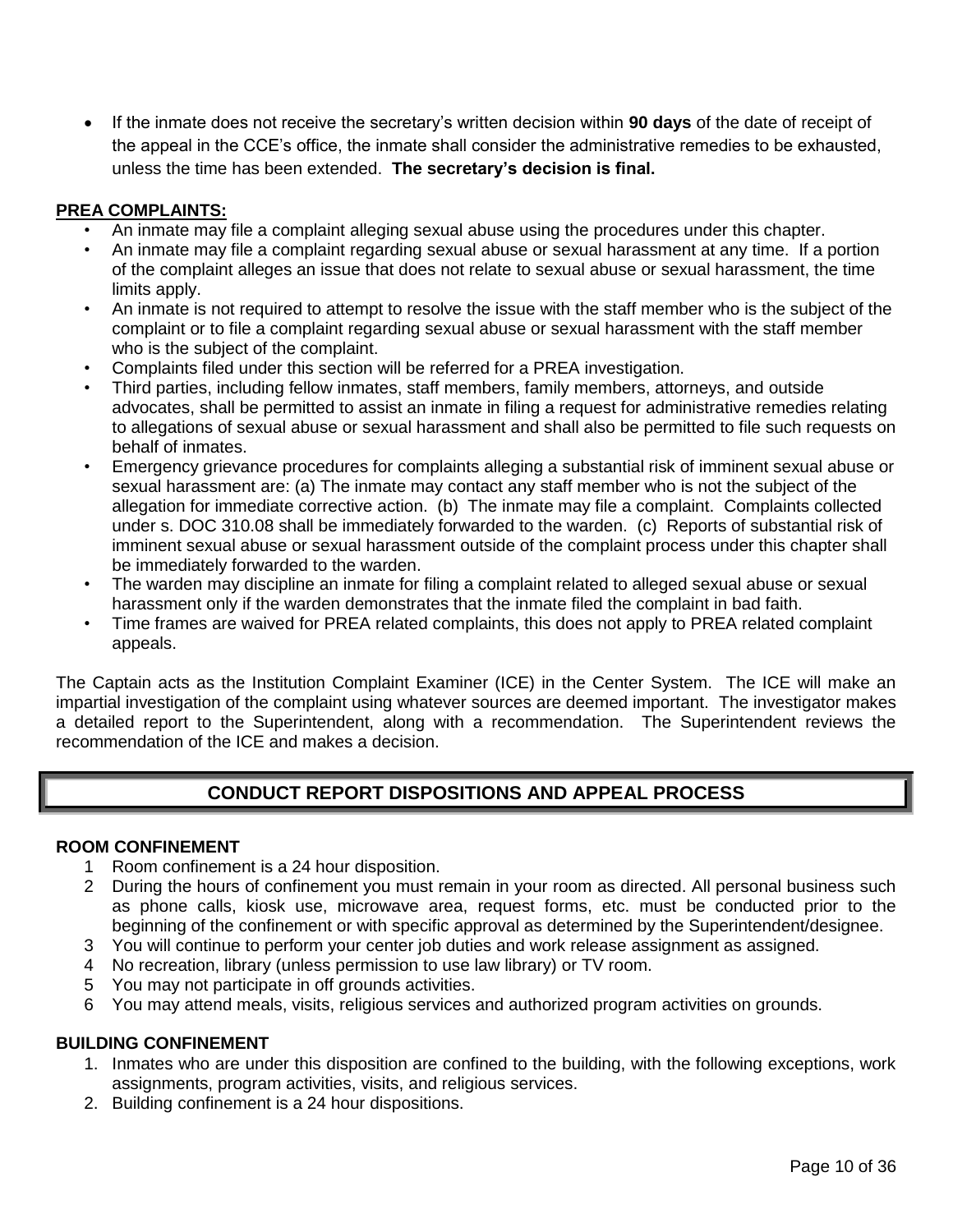- If the inmate does not receive the secretary's written decision within **90 days** of the date of receipt of the appeal in the CCE's office, the inmate shall consider the administrative remedies to be exhausted, unless the time has been extended. **The secretary's decision is final.**

**PREA COMPLAINTS:**

- An inmate may file a complaint alleging sexual abuse using the procedures under this chapter.
- An inmate may file a complaint regarding sexual abuse or sexual harassment at any time. If a portion of the complaint alleges an issue that does not relate to sexual abuse or sexual harassment, the time limits apply.
- An inmate is not required to attempt to resolve the issue with the staff member who is the subject of the complaint or to file a complaint regarding sexual abuse or sexual harassment with the staff member who is the subject of the complaint.
- Complaints filed under this section will be referred for a PREA investigation.
- Third parties, including fellow inmates, staff members, family members, attorneys, and outside advocates, shall be permitted to assist an inmate in filing a request for administrative remedies relating to allegations of sexual abuse or sexual harassment and shall also be permitted to file such requests on behalf of inmates.
- Emergency grievance procedures for complaints alleging a substantial risk of imminent sexual abuse or sexual harassment are: (a) The inmate may contact any staff member who is not the subject of the allegation for immediate corrective action. (b) The inmate may file a complaint. Complaints collected under s. DOC 310.08 shall be immediately forwarded to the warden. (c) Reports of substantial risk of imminent sexual abuse or sexual harassment outside of the complaint process under this chapter shall be immediately forwarded to the warden.
- The warden may discipline an inmate for filing a complaint related to alleged sexual abuse or sexual harassment only if the warden demonstrates that the inmate filed the complaint in bad faith.
- Time frames are waived for PREA related complaints, this does not apply to PREA related complaint appeals.

The Captain acts as the Institution Complaint Examiner (ICE) in the Center System. The ICE will make an impartial investigation of the complaint using whatever sources are deemed important. The investigator makes a detailed report to the Superintendent, along with a recommendation. The Superintendent reviews the recommendation of the ICE and makes a decision.

## CONDUCT REPORT DISPOSITIONS AND APPEAL PROCESS

**ROOM CONFINEMENT**

1. Room confinement is a 24 hour disposition.
2. During the hours of confinement you must remain in your room as directed. All personal business such as phone calls, kiosk use, microwave area, request forms, etc. must be conducted prior to the beginning of the confinement or with specific approval as determined by the Superintendent/designee.
3. You will continue to perform your center job duties and work release assignment as assigned.
4. No recreation, library (unless permission to use law library) or TV room.
5. You may not participate in off grounds activities.
6. You may attend meals, visits, religious services and authorized program activities on grounds.

**BUILDING CONFINEMENT**

1. Inmates who are under this disposition are confined to the building, with the following exceptions, work assignments, program activities, visits, and religious services.
2. Building confinement is a 24 hour dispositions.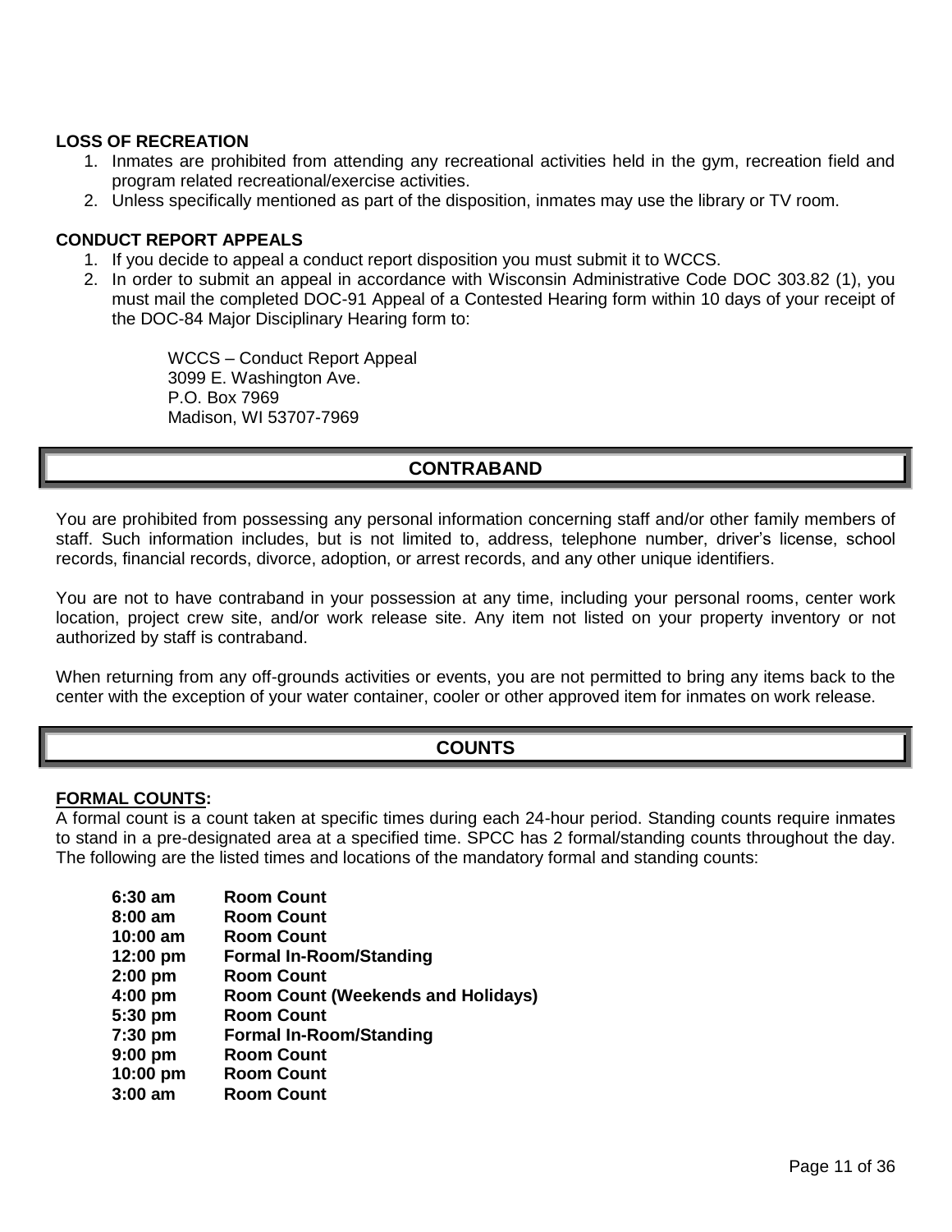**LOSS OF RECREATION**

1. Inmates are prohibited from attending any recreational activities held in the gym, recreation field and program related recreational/exercise activities.
2. Unless specifically mentioned as part of the disposition, inmates may use the library or TV room.

**CONDUCT REPORT APPEALS**

1. If you decide to appeal a conduct report disposition you must submit it to WCCS.
2. In order to submit an appeal in accordance with Wisconsin Administrative Code DOC 303.82 (1), you must mail the completed DOC-91 Appeal of a Contested Hearing form within 10 days of your receipt of the DOC-84 Major Disciplinary Hearing form to:

   WCCS – Conduct Report Appeal
   3099 E. Washington Ave.
   P.O. Box 7969
   Madison, WI 53707-7969

## CONTRABAND

You are prohibited from possessing any personal information concerning staff and/or other family members of staff. Such information includes, but is not limited to, address, telephone number, driver's license, school records, financial records, divorce, adoption, or arrest records, and any other unique identifiers.

You are not to have contraband in your possession at any time, including your personal rooms, center work location, project crew site, and/or work release site. Any item not listed on your property inventory or not authorized by staff is contraband.

When returning from any off-grounds activities or events, you are not permitted to bring any items back to the center with the exception of your water container, cooler or other approved item for inmates on work release.

## COUNTS

**FORMAL COUNTS:**

A formal count is a count taken at specific times during each 24-hour period. Standing counts require inmates to stand in a pre-designated area at a specified time. SPCC has 2 formal/standing counts throughout the day. The following are the listed times and locations of the mandatory formal and standing counts:

| | |
|---|---|
| **6:30 am** | **Room Count** |
| **8:00 am** | **Room Count** |
| **10:00 am** | **Room Count** |
| **12:00 pm** | **Formal In-Room/Standing** |
| **2:00 pm** | **Room Count** |
| **4:00 pm** | **Room Count (Weekends and Holidays)** |
| **5:30 pm** | **Room Count** |
| **7:30 pm** | **Formal In-Room/Standing** |
| **9:00 pm** | **Room Count** |
| **10:00 pm** | **Room Count** |
| **3:00 am** | **Room Count** |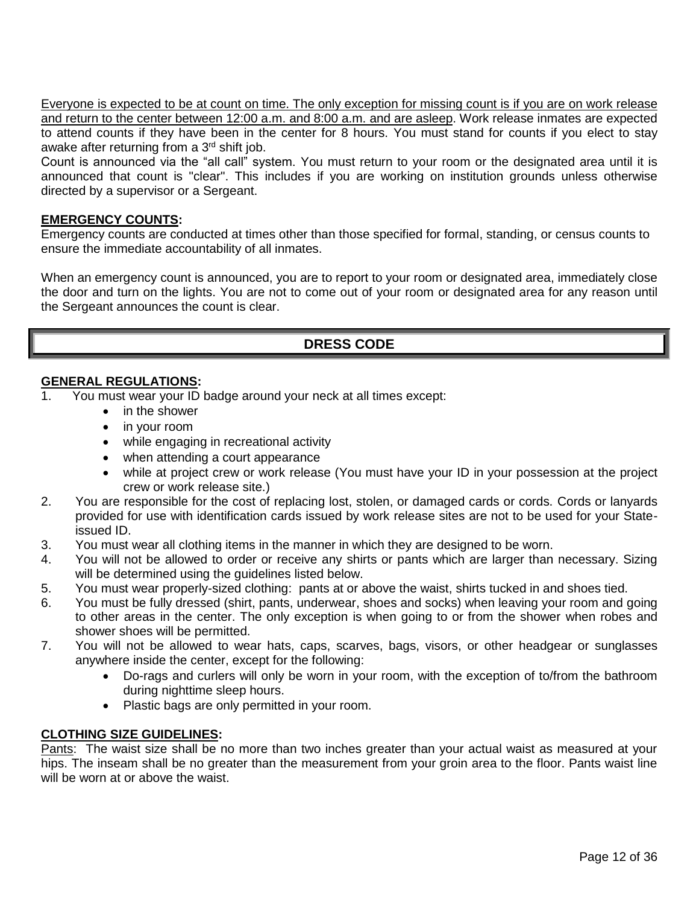Everyone is expected to be at count on time. The only exception for missing count is if you are on work release and return to the center between 12:00 a.m. and 8:00 a.m. and are asleep. Work release inmates are expected to attend counts if they have been in the center for 8 hours. You must stand for counts if you elect to stay awake after returning from a 3rd shift job.

Count is announced via the "all call" system. You must return to your room or the designated area until it is announced that count is "clear". This includes if you are working on institution grounds unless otherwise directed by a supervisor or a Sergeant.

**EMERGENCY COUNTS:**

Emergency counts are conducted at times other than those specified for formal, standing, or census counts to ensure the immediate accountability of all inmates.

When an emergency count is announced, you are to report to your room or designated area, immediately close the door and turn on the lights. You are not to come out of your room or designated area for any reason until the Sergeant announces the count is clear.

## DRESS CODE

**GENERAL REGULATIONS:**

1. You must wear your ID badge around your neck at all times except:
   - in the shower
   - in your room
   - while engaging in recreational activity
   - when attending a court appearance
   - while at project crew or work release (You must have your ID in your possession at the project crew or work release site.)
2. You are responsible for the cost of replacing lost, stolen, or damaged cards or cords. Cords or lanyards provided for use with identification cards issued by work release sites are not to be used for your State-issued ID.
3. You must wear all clothing items in the manner in which they are designed to be worn.
4. You will not be allowed to order or receive any shirts or pants which are larger than necessary. Sizing will be determined using the guidelines listed below.
5. You must wear properly-sized clothing: pants at or above the waist, shirts tucked in and shoes tied.
6. You must be fully dressed (shirt, pants, underwear, shoes and socks) when leaving your room and going to other areas in the center. The only exception is when going to or from the shower when robes and shower shoes will be permitted.
7. You will not be allowed to wear hats, caps, scarves, bags, visors, or other headgear or sunglasses anywhere inside the center, except for the following:
   - Do-rags and curlers will only be worn in your room, with the exception of to/from the bathroom during nighttime sleep hours.
   - Plastic bags are only permitted in your room.

**CLOTHING SIZE GUIDELINES:**

Pants: The waist size shall be no more than two inches greater than your actual waist as measured at your hips. The inseam shall be no greater than the measurement from your groin area to the floor. Pants waist line will be worn at or above the waist.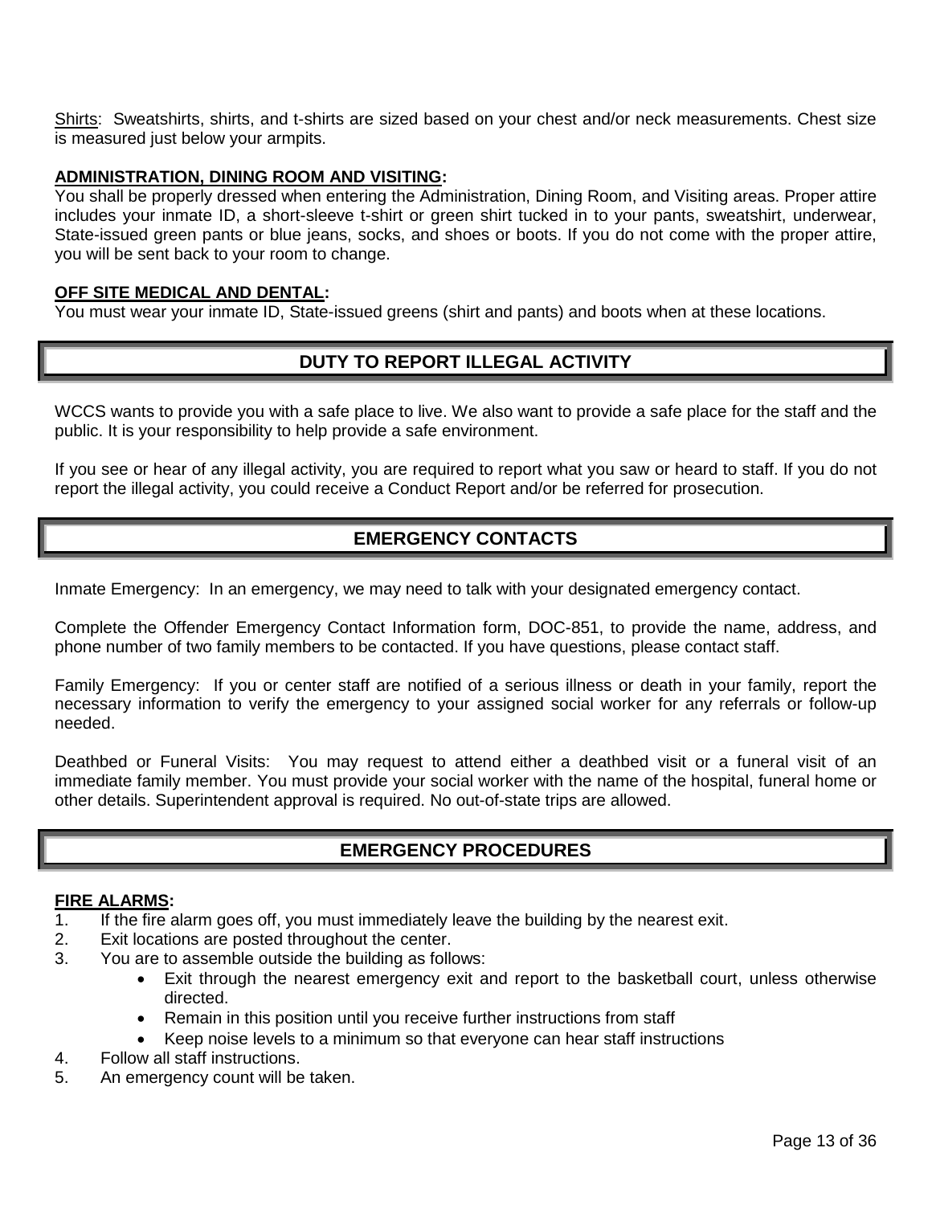<u>Shirts</u>: Sweatshirts, shirts, and t-shirts are sized based on your chest and/or neck measurements. Chest size is measured just below your armpits.

**<u>ADMINISTRATION, DINING ROOM AND VISITING</u>:**
You shall be properly dressed when entering the Administration, Dining Room, and Visiting areas. Proper attire includes your inmate ID, a short-sleeve t-shirt or green shirt tucked in to your pants, sweatshirt, underwear, State-issued green pants or blue jeans, socks, and shoes or boots. If you do not come with the proper attire, you will be sent back to your room to change.

**<u>OFF SITE MEDICAL AND DENTAL</u>:**
You must wear your inmate ID, State-issued greens (shirt and pants) and boots when at these locations.

## DUTY TO REPORT ILLEGAL ACTIVITY

WCCS wants to provide you with a safe place to live. We also want to provide a safe place for the staff and the public. It is your responsibility to help provide a safe environment.

If you see or hear of any illegal activity, you are required to report what you saw or heard to staff. If you do not report the illegal activity, you could receive a Conduct Report and/or be referred for prosecution.

## EMERGENCY CONTACTS

Inmate Emergency: In an emergency, we may need to talk with your designated emergency contact.

Complete the Offender Emergency Contact Information form, DOC-851, to provide the name, address, and phone number of two family members to be contacted. If you have questions, please contact staff.

Family Emergency: If you or center staff are notified of a serious illness or death in your family, report the necessary information to verify the emergency to your assigned social worker for any referrals or follow-up needed.

Deathbed or Funeral Visits: You may request to attend either a deathbed visit or a funeral visit of an immediate family member. You must provide your social worker with the name of the hospital, funeral home or other details. Superintendent approval is required. No out-of-state trips are allowed.

## EMERGENCY PROCEDURES

**<u>FIRE ALARMS</u>:**

1. If the fire alarm goes off, you must immediately leave the building by the nearest exit.
2. Exit locations are posted throughout the center.
3. You are to assemble outside the building as follows:
    - Exit through the nearest emergency exit and report to the basketball court, unless otherwise directed.
    - Remain in this position until you receive further instructions from staff
    - Keep noise levels to a minimum so that everyone can hear staff instructions
4. Follow all staff instructions.
5. An emergency count will be taken.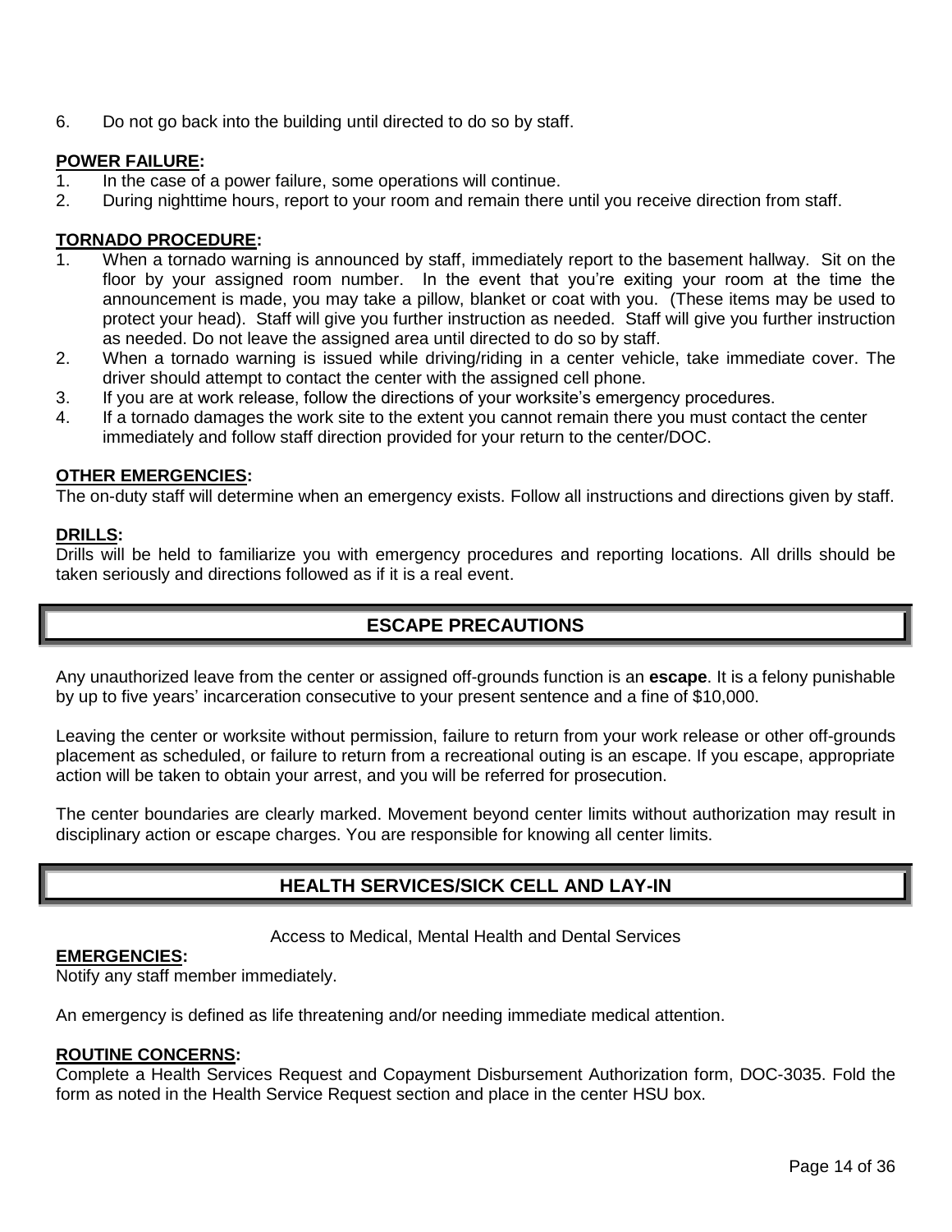6. Do not go back into the building until directed to do so by staff.

**POWER FAILURE:**

1. In the case of a power failure, some operations will continue.
2. During nighttime hours, report to your room and remain there until you receive direction from staff.

**TORNADO PROCEDURE:**

1. When a tornado warning is announced by staff, immediately report to the basement hallway. Sit on the floor by your assigned room number. In the event that you're exiting your room at the time the announcement is made, you may take a pillow, blanket or coat with you. (These items may be used to protect your head). Staff will give you further instruction as needed. Staff will give you further instruction as needed. Do not leave the assigned area until directed to do so by staff.
2. When a tornado warning is issued while driving/riding in a center vehicle, take immediate cover. The driver should attempt to contact the center with the assigned cell phone.
3. If you are at work release, follow the directions of your worksite's emergency procedures.
4. If a tornado damages the work site to the extent you cannot remain there you must contact the center immediately and follow staff direction provided for your return to the center/DOC.

**OTHER EMERGENCIES:**

The on-duty staff will determine when an emergency exists. Follow all instructions and directions given by staff.

**DRILLS:**

Drills will be held to familiarize you with emergency procedures and reporting locations. All drills should be taken seriously and directions followed as if it is a real event.

## ESCAPE PRECAUTIONS

Any unauthorized leave from the center or assigned off-grounds function is an **escape**. It is a felony punishable by up to five years' incarceration consecutive to your present sentence and a fine of $10,000.

Leaving the center or worksite without permission, failure to return from your work release or other off-grounds placement as scheduled, or failure to return from a recreational outing is an escape. If you escape, appropriate action will be taken to obtain your arrest, and you will be referred for prosecution.

The center boundaries are clearly marked. Movement beyond center limits without authorization may result in disciplinary action or escape charges. You are responsible for knowing all center limits.

## HEALTH SERVICES/SICK CELL AND LAY-IN

Access to Medical, Mental Health and Dental Services

**EMERGENCIES:**

Notify any staff member immediately.

An emergency is defined as life threatening and/or needing immediate medical attention.

**ROUTINE CONCERNS:**

Complete a Health Services Request and Copayment Disbursement Authorization form, DOC-3035. Fold the form as noted in the Health Service Request section and place in the center HSU box.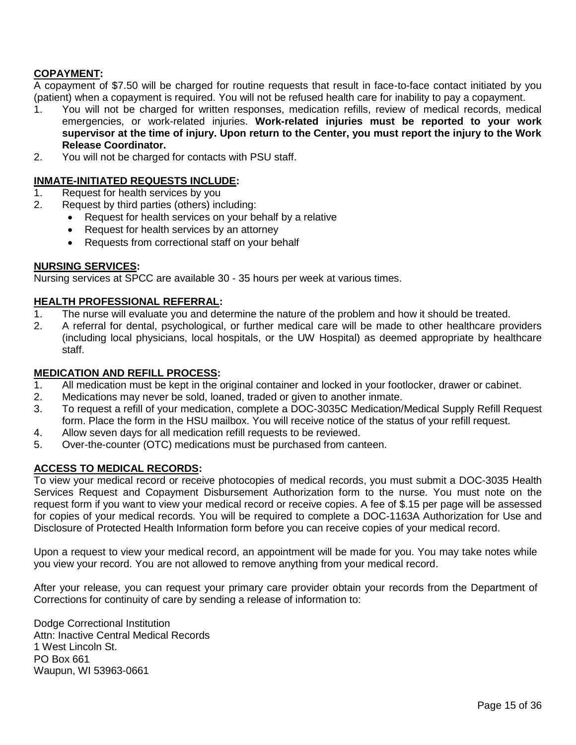**COPAYMENT:**

A copayment of $7.50 will be charged for routine requests that result in face-to-face contact initiated by you (patient) when a copayment is required. You will not be refused health care for inability to pay a copayment.

1. You will not be charged for written responses, medication refills, review of medical records, medical emergencies, or work-related injuries. **Work-related injuries must be reported to your work supervisor at the time of injury. Upon return to the Center, you must report the injury to the Work Release Coordinator.**
2. You will not be charged for contacts with PSU staff.

**INMATE-INITIATED REQUESTS INCLUDE:**

1. Request for health services by you
2. Request by third parties (others) including:
   - Request for health services on your behalf by a relative
   - Request for health services by an attorney
   - Requests from correctional staff on your behalf

**NURSING SERVICES:**

Nursing services at SPCC are available 30 - 35 hours per week at various times.

**HEALTH PROFESSIONAL REFERRAL:**

1. The nurse will evaluate you and determine the nature of the problem and how it should be treated.
2. A referral for dental, psychological, or further medical care will be made to other healthcare providers (including local physicians, local hospitals, or the UW Hospital) as deemed appropriate by healthcare staff.

**MEDICATION AND REFILL PROCESS:**

1. All medication must be kept in the original container and locked in your footlocker, drawer or cabinet.
2. Medications may never be sold, loaned, traded or given to another inmate.
3. To request a refill of your medication, complete a DOC-3035C Medication/Medical Supply Refill Request form. Place the form in the HSU mailbox. You will receive notice of the status of your refill request.
4. Allow seven days for all medication refill requests to be reviewed.
5. Over-the-counter (OTC) medications must be purchased from canteen.

**ACCESS TO MEDICAL RECORDS:**

To view your medical record or receive photocopies of medical records, you must submit a DOC-3035 Health Services Request and Copayment Disbursement Authorization form to the nurse. You must note on the request form if you want to view your medical record or receive copies. A fee of $.15 per page will be assessed for copies of your medical records. You will be required to complete a DOC-1163A Authorization for Use and Disclosure of Protected Health Information form before you can receive copies of your medical record.

Upon a request to view your medical record, an appointment will be made for you. You may take notes while you view your record. You are not allowed to remove anything from your medical record.

After your release, you can request your primary care provider obtain your records from the Department of Corrections for continuity of care by sending a release of information to:

Dodge Correctional Institution  
Attn: Inactive Central Medical Records  
1 West Lincoln St.  
PO Box 661  
Waupun, WI 53963-0661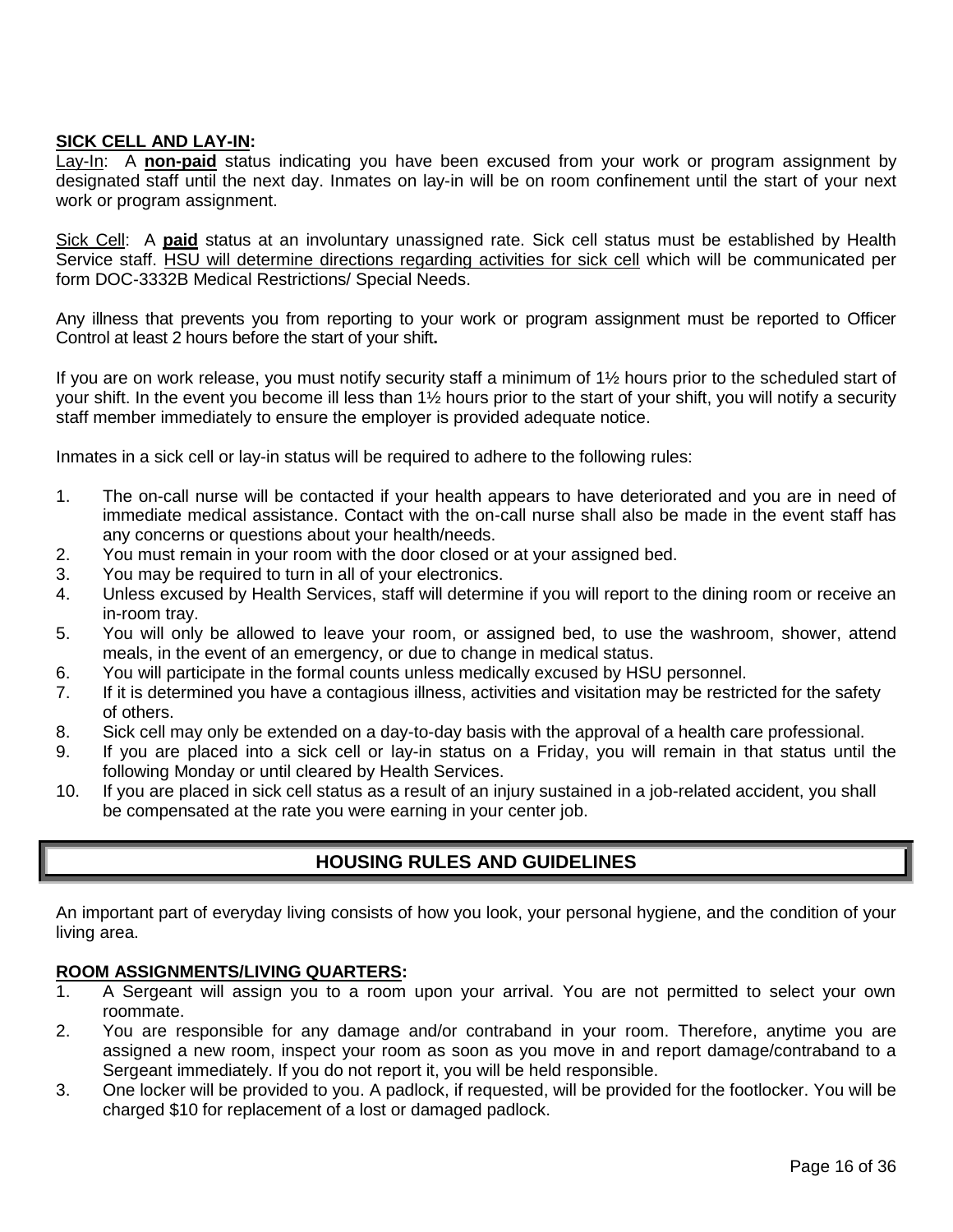**SICK CELL AND LAY-IN:**

Lay-In: A **non-paid** status indicating you have been excused from your work or program assignment by designated staff until the next day. Inmates on lay-in will be on room confinement until the start of your next work or program assignment.

Sick Cell: A **paid** status at an involuntary unassigned rate. Sick cell status must be established by Health Service staff. HSU will determine directions regarding activities for sick cell which will be communicated per form DOC-3332B Medical Restrictions/ Special Needs.

Any illness that prevents you from reporting to your work or program assignment must be reported to Officer Control at least 2 hours before the start of your shift**.**

If you are on work release, you must notify security staff a minimum of 1½ hours prior to the scheduled start of your shift. In the event you become ill less than 1½ hours prior to the start of your shift, you will notify a security staff member immediately to ensure the employer is provided adequate notice.

Inmates in a sick cell or lay-in status will be required to adhere to the following rules:

1. The on-call nurse will be contacted if your health appears to have deteriorated and you are in need of immediate medical assistance. Contact with the on-call nurse shall also be made in the event staff has any concerns or questions about your health/needs.
2. You must remain in your room with the door closed or at your assigned bed.
3. You may be required to turn in all of your electronics.
4. Unless excused by Health Services, staff will determine if you will report to the dining room or receive an in-room tray.
5. You will only be allowed to leave your room, or assigned bed, to use the washroom, shower, attend meals, in the event of an emergency, or due to change in medical status.
6. You will participate in the formal counts unless medically excused by HSU personnel.
7. If it is determined you have a contagious illness, activities and visitation may be restricted for the safety of others.
8. Sick cell may only be extended on a day-to-day basis with the approval of a health care professional.
9. If you are placed into a sick cell or lay-in status on a Friday, you will remain in that status until the following Monday or until cleared by Health Services.
10. If you are placed in sick cell status as a result of an injury sustained in a job-related accident, you shall be compensated at the rate you were earning in your center job.

## HOUSING RULES AND GUIDELINES

An important part of everyday living consists of how you look, your personal hygiene, and the condition of your living area.

**ROOM ASSIGNMENTS/LIVING QUARTERS:**

1. A Sergeant will assign you to a room upon your arrival. You are not permitted to select your own roommate.
2. You are responsible for any damage and/or contraband in your room. Therefore, anytime you are assigned a new room, inspect your room as soon as you move in and report damage/contraband to a Sergeant immediately. If you do not report it, you will be held responsible.
3. One locker will be provided to you. A padlock, if requested, will be provided for the footlocker. You will be charged $10 for replacement of a lost or damaged padlock.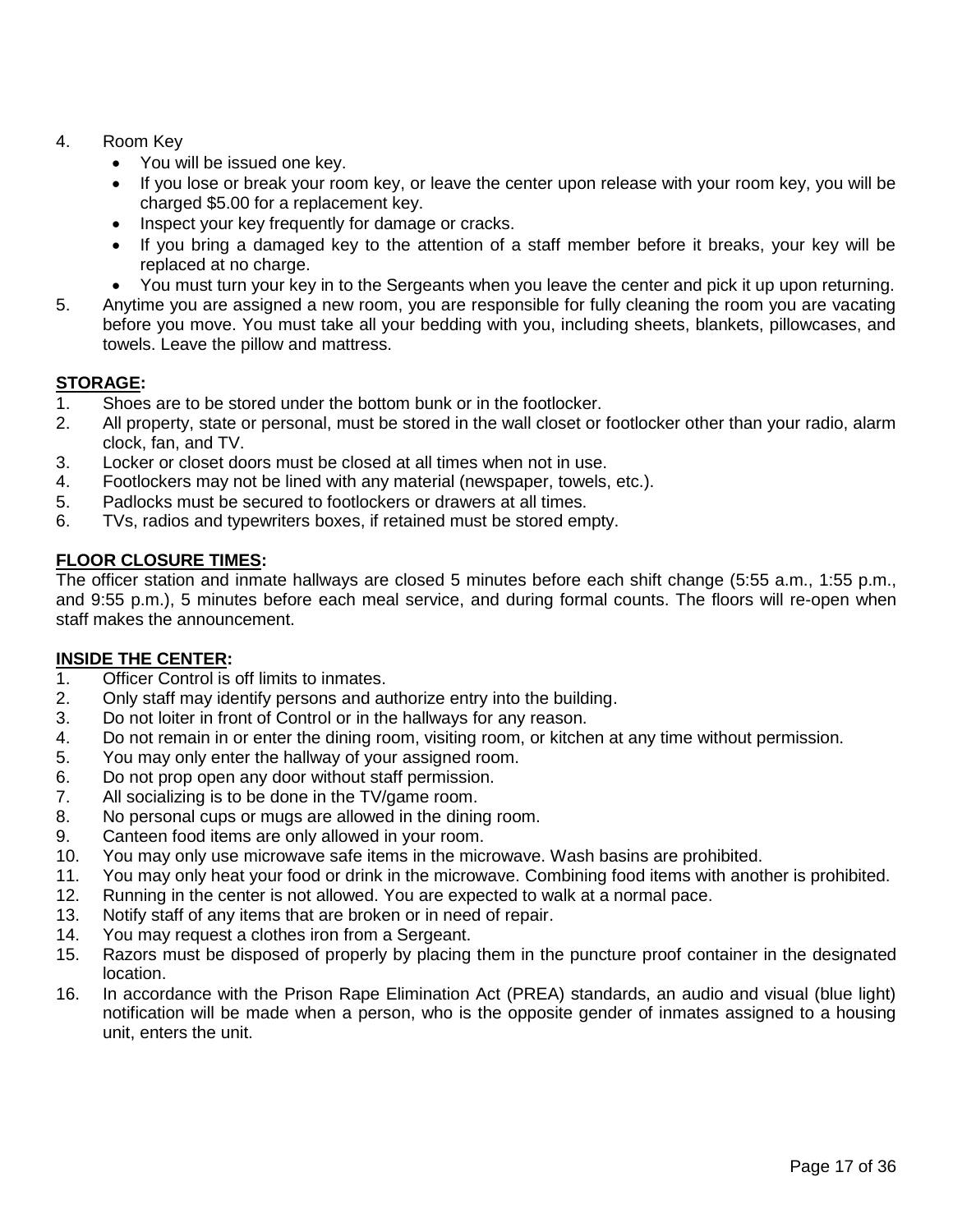4. Room Key
   - You will be issued one key.
   - If you lose or break your room key, or leave the center upon release with your room key, you will be charged $5.00 for a replacement key.
   - Inspect your key frequently for damage or cracks.
   - If you bring a damaged key to the attention of a staff member before it breaks, your key will be replaced at no charge.
   - You must turn your key in to the Sergeants when you leave the center and pick it up upon returning.
5. Anytime you are assigned a new room, you are responsible for fully cleaning the room you are vacating before you move. You must take all your bedding with you, including sheets, blankets, pillowcases, and towels. Leave the pillow and mattress.

**STORAGE:**

1. Shoes are to be stored under the bottom bunk or in the footlocker.
2. All property, state or personal, must be stored in the wall closet or footlocker other than your radio, alarm clock, fan, and TV.
3. Locker or closet doors must be closed at all times when not in use.
4. Footlockers may not be lined with any material (newspaper, towels, etc.).
5. Padlocks must be secured to footlockers or drawers at all times.
6. TVs, radios and typewriters boxes, if retained must be stored empty.

**FLOOR CLOSURE TIMES:**

The officer station and inmate hallways are closed 5 minutes before each shift change (5:55 a.m., 1:55 p.m., and 9:55 p.m.), 5 minutes before each meal service, and during formal counts. The floors will re-open when staff makes the announcement.

**INSIDE THE CENTER:**

1. Officer Control is off limits to inmates.
2. Only staff may identify persons and authorize entry into the building.
3. Do not loiter in front of Control or in the hallways for any reason.
4. Do not remain in or enter the dining room, visiting room, or kitchen at any time without permission.
5. You may only enter the hallway of your assigned room.
6. Do not prop open any door without staff permission.
7. All socializing is to be done in the TV/game room.
8. No personal cups or mugs are allowed in the dining room.
9. Canteen food items are only allowed in your room.
10. You may only use microwave safe items in the microwave. Wash basins are prohibited.
11. You may only heat your food or drink in the microwave. Combining food items with another is prohibited.
12. Running in the center is not allowed. You are expected to walk at a normal pace.
13. Notify staff of any items that are broken or in need of repair.
14. You may request a clothes iron from a Sergeant.
15. Razors must be disposed of properly by placing them in the puncture proof container in the designated location.
16. In accordance with the Prison Rape Elimination Act (PREA) standards, an audio and visual (blue light) notification will be made when a person, who is the opposite gender of inmates assigned to a housing unit, enters the unit.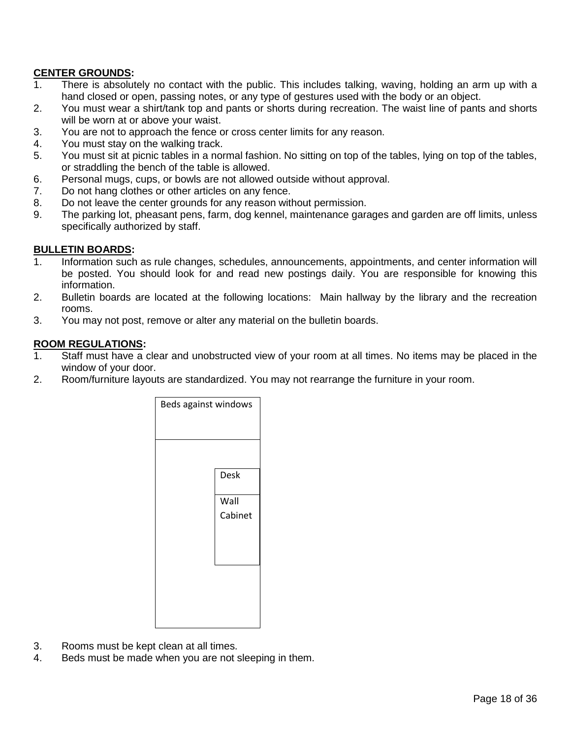**CENTER GROUNDS:**

1. There is absolutely no contact with the public. This includes talking, waving, holding an arm up with a hand closed or open, passing notes, or any type of gestures used with the body or an object.
2. You must wear a shirt/tank top and pants or shorts during recreation. The waist line of pants and shorts will be worn at or above your waist.
3. You are not to approach the fence or cross center limits for any reason.
4. You must stay on the walking track.
5. You must sit at picnic tables in a normal fashion. No sitting on top of the tables, lying on top of the tables, or straddling the bench of the table is allowed.
6. Personal mugs, cups, or bowls are not allowed outside without approval.
7. Do not hang clothes or other articles on any fence.
8. Do not leave the center grounds for any reason without permission.
9. The parking lot, pheasant pens, farm, dog kennel, maintenance garages and garden are off limits, unless specifically authorized by staff.

**BULLETIN BOARDS:**

1. Information such as rule changes, schedules, announcements, appointments, and center information will be posted. You should look for and read new postings daily. You are responsible for knowing this information.
2. Bulletin boards are located at the following locations: Main hallway by the library and the recreation rooms.
3. You may not post, remove or alter any material on the bulletin boards.

**ROOM REGULATIONS:**

1. Staff must have a clear and unobstructed view of your room at all times. No items may be placed in the window of your door.
2. Room/furniture layouts are standardized. You may not rearrange the furniture in your room.

Beds against windows

Desk

Wall Cabinet

3. Rooms must be kept clean at all times.
4. Beds must be made when you are not sleeping in them.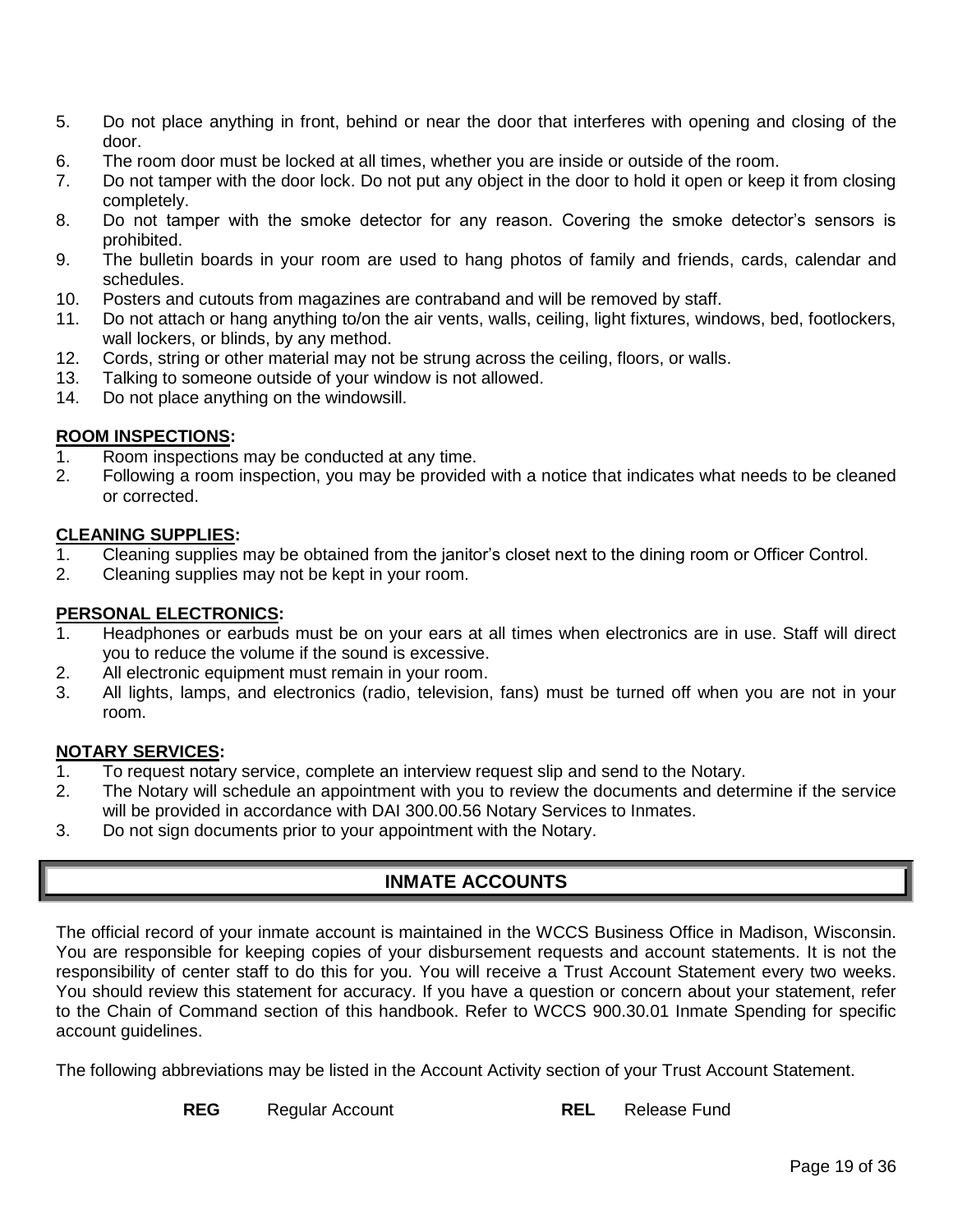5. Do not place anything in front, behind or near the door that interferes with opening and closing of the door.
6. The room door must be locked at all times, whether you are inside or outside of the room.
7. Do not tamper with the door lock. Do not put any object in the door to hold it open or keep it from closing completely.
8. Do not tamper with the smoke detector for any reason. Covering the smoke detector's sensors is prohibited.
9. The bulletin boards in your room are used to hang photos of family and friends, cards, calendar and schedules.
10. Posters and cutouts from magazines are contraband and will be removed by staff.
11. Do not attach or hang anything to/on the air vents, walls, ceiling, light fixtures, windows, bed, footlockers, wall lockers, or blinds, by any method.
12. Cords, string or other material may not be strung across the ceiling, floors, or walls.
13. Talking to someone outside of your window is not allowed.
14. Do not place anything on the windowsill.

**ROOM INSPECTIONS:**

1. Room inspections may be conducted at any time.
2. Following a room inspection, you may be provided with a notice that indicates what needs to be cleaned or corrected.

**CLEANING SUPPLIES:**

1. Cleaning supplies may be obtained from the janitor's closet next to the dining room or Officer Control.
2. Cleaning supplies may not be kept in your room.

**PERSONAL ELECTRONICS:**

1. Headphones or earbuds must be on your ears at all times when electronics are in use. Staff will direct you to reduce the volume if the sound is excessive.
2. All electronic equipment must remain in your room.
3. All lights, lamps, and electronics (radio, television, fans) must be turned off when you are not in your room.

**NOTARY SERVICES:**

1. To request notary service, complete an interview request slip and send to the Notary.
2. The Notary will schedule an appointment with you to review the documents and determine if the service will be provided in accordance with DAI 300.00.56 Notary Services to Inmates.
3. Do not sign documents prior to your appointment with the Notary.

## INMATE ACCOUNTS

The official record of your inmate account is maintained in the WCCS Business Office in Madison, Wisconsin. You are responsible for keeping copies of your disbursement requests and account statements. It is not the responsibility of center staff to do this for you. You will receive a Trust Account Statement every two weeks. You should review this statement for accuracy. If you have a question or concern about your statement, refer to the Chain of Command section of this handbook. Refer to WCCS 900.30.01 Inmate Spending for specific account guidelines.

The following abbreviations may be listed in the Account Activity section of your Trust Account Statement.

| | | | |
|---|---|---|---|
| **REG** | Regular Account | **REL** | Release Fund |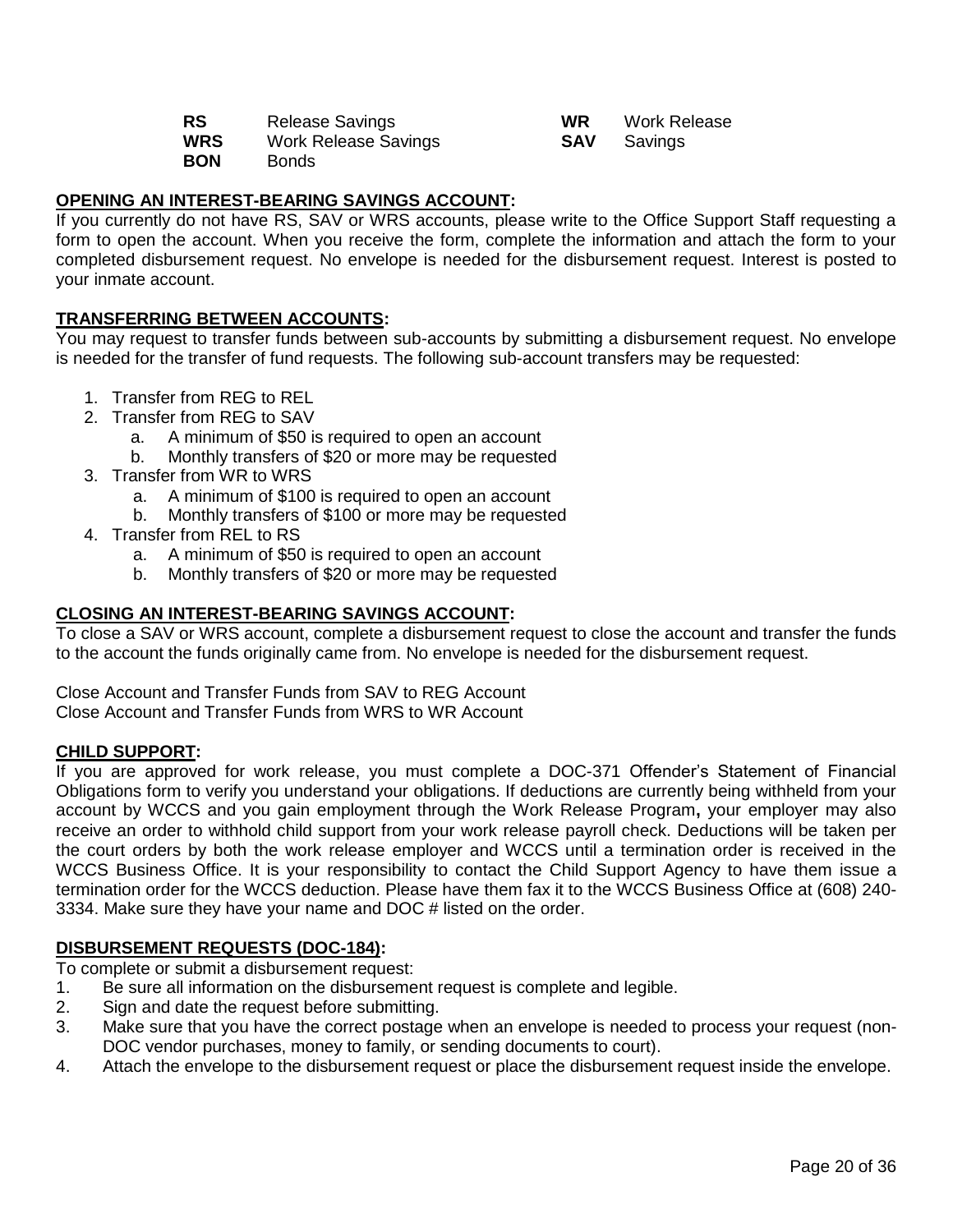| | | | |
|---|---|---|---|
| **RS** | Release Savings | **WR** | Work Release |
| **WRS** | Work Release Savings | **SAV** | Savings |
| **BON** | Bonds | | |

## OPENING AN INTEREST-BEARING SAVINGS ACCOUNT:

If you currently do not have RS, SAV or WRS accounts, please write to the Office Support Staff requesting a form to open the account. When you receive the form, complete the information and attach the form to your completed disbursement request. No envelope is needed for the disbursement request. Interest is posted to your inmate account.

## TRANSFERRING BETWEEN ACCOUNTS:

You may request to transfer funds between sub-accounts by submitting a disbursement request. No envelope is needed for the transfer of fund requests. The following sub-account transfers may be requested:

1. Transfer from REG to REL
2. Transfer from REG to SAV
   a. A minimum of $50 is required to open an account
   b. Monthly transfers of $20 or more may be requested
3. Transfer from WR to WRS
   a. A minimum of $100 is required to open an account
   b. Monthly transfers of $100 or more may be requested
4. Transfer from REL to RS
   a. A minimum of $50 is required to open an account
   b. Monthly transfers of $20 or more may be requested

## CLOSING AN INTEREST-BEARING SAVINGS ACCOUNT:

To close a SAV or WRS account, complete a disbursement request to close the account and transfer the funds to the account the funds originally came from. No envelope is needed for the disbursement request.

Close Account and Transfer Funds from SAV to REG Account
Close Account and Transfer Funds from WRS to WR Account

## CHILD SUPPORT:

If you are approved for work release, you must complete a DOC-371 Offender's Statement of Financial Obligations form to verify you understand your obligations. If deductions are currently being withheld from your account by WCCS and you gain employment through the Work Release Program**,** your employer may also receive an order to withhold child support from your work release payroll check. Deductions will be taken per the court orders by both the work release employer and WCCS until a termination order is received in the WCCS Business Office. It is your responsibility to contact the Child Support Agency to have them issue a termination order for the WCCS deduction. Please have them fax it to the WCCS Business Office at (608) 240-3334. Make sure they have your name and DOC # listed on the order.

## DISBURSEMENT REQUESTS (DOC-184):

To complete or submit a disbursement request:

1. Be sure all information on the disbursement request is complete and legible.
2. Sign and date the request before submitting.
3. Make sure that you have the correct postage when an envelope is needed to process your request (non-DOC vendor purchases, money to family, or sending documents to court).
4. Attach the envelope to the disbursement request or place the disbursement request inside the envelope.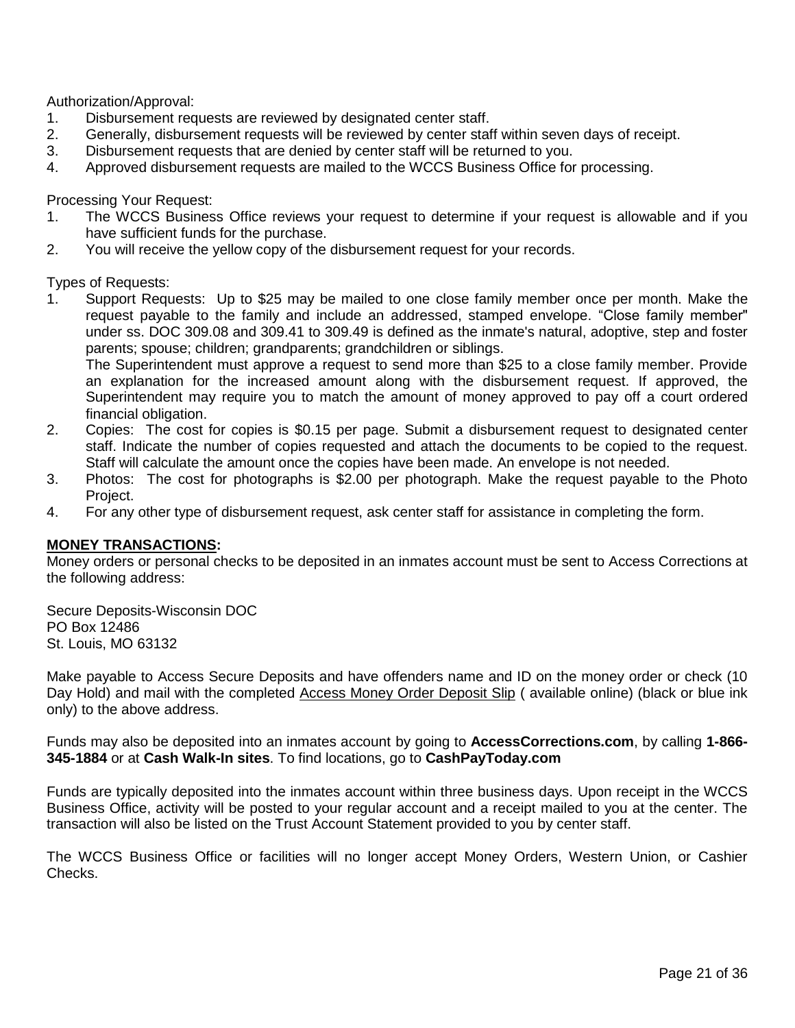Authorization/Approval:

1. Disbursement requests are reviewed by designated center staff.
2. Generally, disbursement requests will be reviewed by center staff within seven days of receipt.
3. Disbursement requests that are denied by center staff will be returned to you.
4. Approved disbursement requests are mailed to the WCCS Business Office for processing.

Processing Your Request:

1. The WCCS Business Office reviews your request to determine if your request is allowable and if you have sufficient funds for the purchase.
2. You will receive the yellow copy of the disbursement request for your records.

Types of Requests:

1. Support Requests: Up to $25 may be mailed to one close family member once per month. Make the request payable to the family and include an addressed, stamped envelope. "Close family member" under ss. DOC 309.08 and 309.41 to 309.49 is defined as the inmate's natural, adoptive, step and foster parents; spouse; children; grandparents; grandchildren or siblings.
   The Superintendent must approve a request to send more than $25 to a close family member. Provide an explanation for the increased amount along with the disbursement request. If approved, the Superintendent may require you to match the amount of money approved to pay off a court ordered financial obligation.
2. Copies: The cost for copies is $0.15 per page. Submit a disbursement request to designated center staff. Indicate the number of copies requested and attach the documents to be copied to the request. Staff will calculate the amount once the copies have been made. An envelope is not needed.
3. Photos: The cost for photographs is $2.00 per photograph. Make the request payable to the Photo Project.
4. For any other type of disbursement request, ask center staff for assistance in completing the form.

**MONEY TRANSACTIONS:**

Money orders or personal checks to be deposited in an inmates account must be sent to Access Corrections at the following address:

Secure Deposits-Wisconsin DOC
PO Box 12486
St. Louis, MO 63132

Make payable to Access Secure Deposits and have offenders name and ID on the money order or check (10 Day Hold) and mail with the completed Access Money Order Deposit Slip ( available online) (black or blue ink only) to the above address.

Funds may also be deposited into an inmates account by going to **AccessCorrections.com**, by calling **1-866-345-1884** or at **Cash Walk-In sites**. To find locations, go to **CashPayToday.com**

Funds are typically deposited into the inmates account within three business days. Upon receipt in the WCCS Business Office, activity will be posted to your regular account and a receipt mailed to you at the center. The transaction will also be listed on the Trust Account Statement provided to you by center staff.

The WCCS Business Office or facilities will no longer accept Money Orders, Western Union, or Cashier Checks.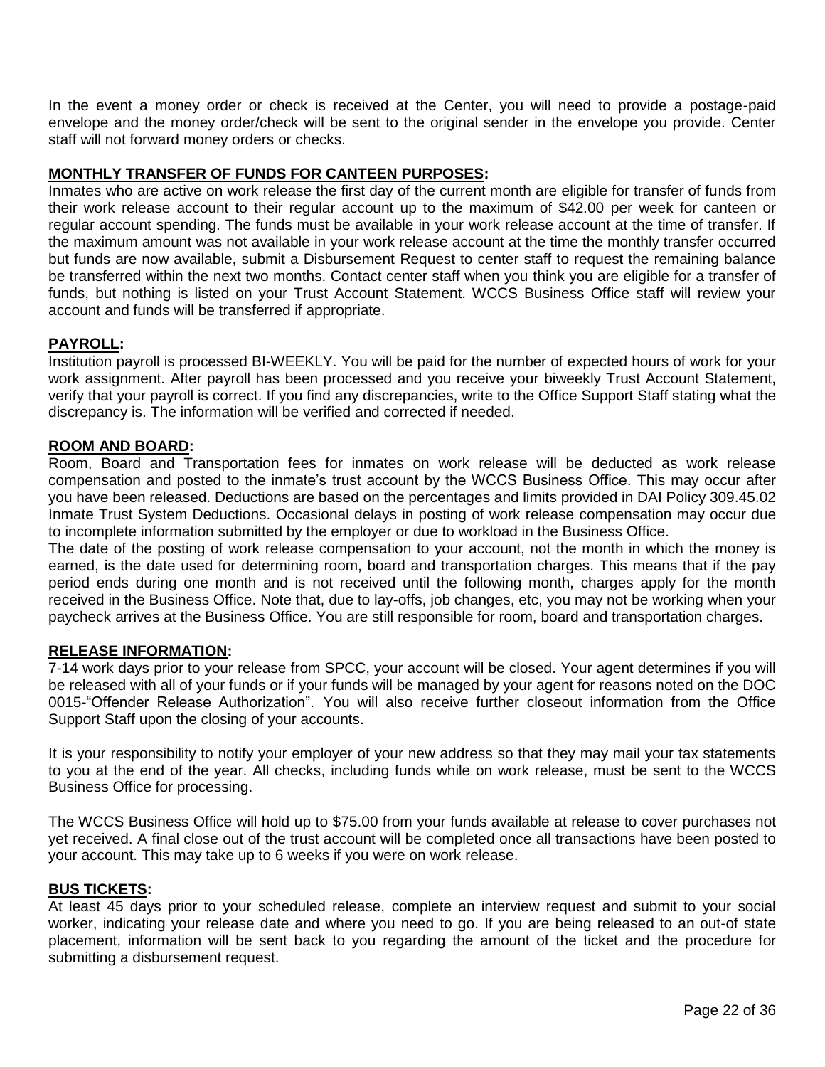In the event a money order or check is received at the Center, you will need to provide a postage-paid envelope and the money order/check will be sent to the original sender in the envelope you provide. Center staff will not forward money orders or checks.

## MONTHLY TRANSFER OF FUNDS FOR CANTEEN PURPOSES:

Inmates who are active on work release the first day of the current month are eligible for transfer of funds from their work release account to their regular account up to the maximum of $42.00 per week for canteen or regular account spending. The funds must be available in your work release account at the time of transfer. If the maximum amount was not available in your work release account at the time the monthly transfer occurred but funds are now available, submit a Disbursement Request to center staff to request the remaining balance be transferred within the next two months. Contact center staff when you think you are eligible for a transfer of funds, but nothing is listed on your Trust Account Statement. WCCS Business Office staff will review your account and funds will be transferred if appropriate.

## PAYROLL:

Institution payroll is processed BI-WEEKLY. You will be paid for the number of expected hours of work for your work assignment. After payroll has been processed and you receive your biweekly Trust Account Statement, verify that your payroll is correct. If you find any discrepancies, write to the Office Support Staff stating what the discrepancy is. The information will be verified and corrected if needed.

## ROOM AND BOARD:

Room, Board and Transportation fees for inmates on work release will be deducted as work release compensation and posted to the inmate's trust account by the WCCS Business Office. This may occur after you have been released. Deductions are based on the percentages and limits provided in DAI Policy 309.45.02 Inmate Trust System Deductions. Occasional delays in posting of work release compensation may occur due to incomplete information submitted by the employer or due to workload in the Business Office.

The date of the posting of work release compensation to your account, not the month in which the money is earned, is the date used for determining room, board and transportation charges. This means that if the pay period ends during one month and is not received until the following month, charges apply for the month received in the Business Office. Note that, due to lay-offs, job changes, etc, you may not be working when your paycheck arrives at the Business Office. You are still responsible for room, board and transportation charges.

## RELEASE INFORMATION:

7-14 work days prior to your release from SPCC, your account will be closed. Your agent determines if you will be released with all of your funds or if your funds will be managed by your agent for reasons noted on the DOC 0015-"Offender Release Authorization". You will also receive further closeout information from the Office Support Staff upon the closing of your accounts.

It is your responsibility to notify your employer of your new address so that they may mail your tax statements to you at the end of the year. All checks, including funds while on work release, must be sent to the WCCS Business Office for processing.

The WCCS Business Office will hold up to $75.00 from your funds available at release to cover purchases not yet received. A final close out of the trust account will be completed once all transactions have been posted to your account. This may take up to 6 weeks if you were on work release.

## BUS TICKETS:

At least 45 days prior to your scheduled release, complete an interview request and submit to your social worker, indicating your release date and where you need to go. If you are being released to an out-of state placement, information will be sent back to you regarding the amount of the ticket and the procedure for submitting a disbursement request.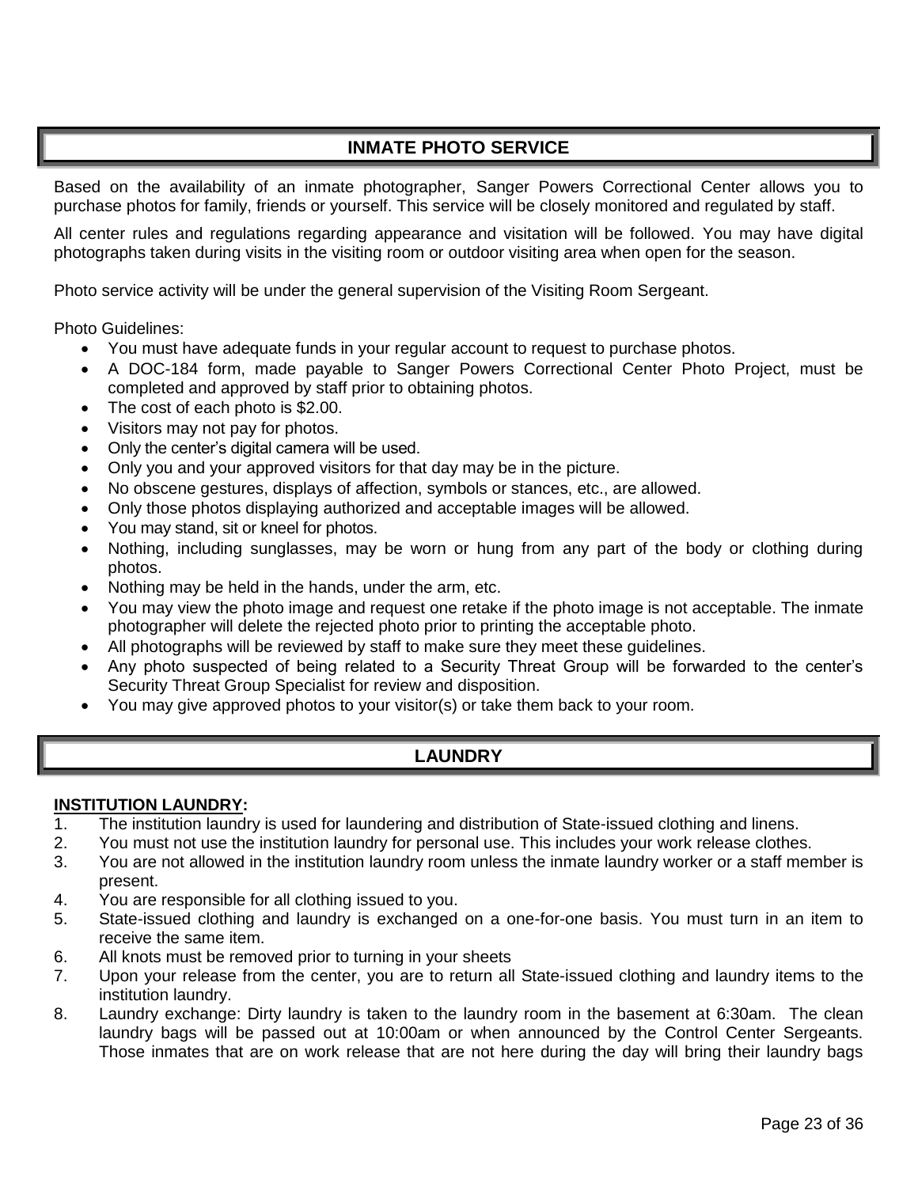## INMATE PHOTO SERVICE

Based on the availability of an inmate photographer, Sanger Powers Correctional Center allows you to purchase photos for family, friends or yourself. This service will be closely monitored and regulated by staff.

All center rules and regulations regarding appearance and visitation will be followed. You may have digital photographs taken during visits in the visiting room or outdoor visiting area when open for the season.

Photo service activity will be under the general supervision of the Visiting Room Sergeant.

Photo Guidelines:

- You must have adequate funds in your regular account to request to purchase photos.
- A DOC-184 form, made payable to Sanger Powers Correctional Center Photo Project, must be completed and approved by staff prior to obtaining photos.
- The cost of each photo is $2.00.
- Visitors may not pay for photos.
- Only the center's digital camera will be used.
- Only you and your approved visitors for that day may be in the picture.
- No obscene gestures, displays of affection, symbols or stances, etc., are allowed.
- Only those photos displaying authorized and acceptable images will be allowed.
- You may stand, sit or kneel for photos.
- Nothing, including sunglasses, may be worn or hung from any part of the body or clothing during photos.
- Nothing may be held in the hands, under the arm, etc.
- You may view the photo image and request one retake if the photo image is not acceptable. The inmate photographer will delete the rejected photo prior to printing the acceptable photo.
- All photographs will be reviewed by staff to make sure they meet these guidelines.
- Any photo suspected of being related to a Security Threat Group will be forwarded to the center's Security Threat Group Specialist for review and disposition.
- You may give approved photos to your visitor(s) or take them back to your room.

## LAUNDRY

**INSTITUTION LAUNDRY:**

1. The institution laundry is used for laundering and distribution of State-issued clothing and linens.
2. You must not use the institution laundry for personal use. This includes your work release clothes.
3. You are not allowed in the institution laundry room unless the inmate laundry worker or a staff member is present.
4. You are responsible for all clothing issued to you.
5. State-issued clothing and laundry is exchanged on a one-for-one basis. You must turn in an item to receive the same item.
6. All knots must be removed prior to turning in your sheets
7. Upon your release from the center, you are to return all State-issued clothing and laundry items to the institution laundry.
8. Laundry exchange: Dirty laundry is taken to the laundry room in the basement at 6:30am. The clean laundry bags will be passed out at 10:00am or when announced by the Control Center Sergeants. Those inmates that are on work release that are not here during the day will bring their laundry bags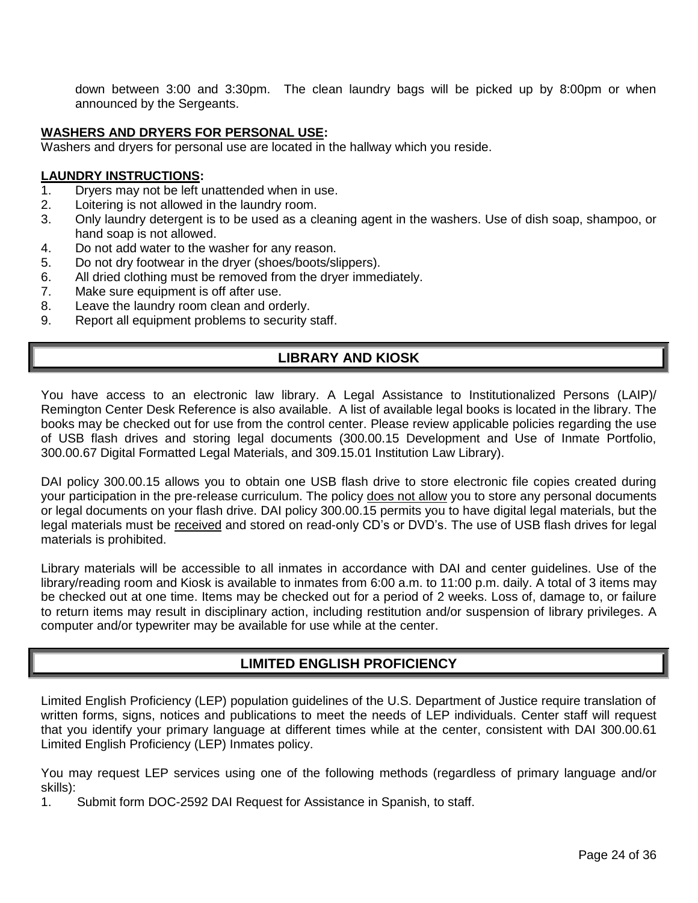down between 3:00 and 3:30pm. The clean laundry bags will be picked up by 8:00pm or when announced by the Sergeants.

**WASHERS AND DRYERS FOR PERSONAL USE:**
Washers and dryers for personal use are located in the hallway which you reside.

**LAUNDRY INSTRUCTIONS:**

1. Dryers may not be left unattended when in use.
2. Loitering is not allowed in the laundry room.
3. Only laundry detergent is to be used as a cleaning agent in the washers. Use of dish soap, shampoo, or hand soap is not allowed.
4. Do not add water to the washer for any reason.
5. Do not dry footwear in the dryer (shoes/boots/slippers).
6. All dried clothing must be removed from the dryer immediately.
7. Make sure equipment is off after use.
8. Leave the laundry room clean and orderly.
9. Report all equipment problems to security staff.

## LIBRARY AND KIOSK

You have access to an electronic law library. A Legal Assistance to Institutionalized Persons (LAIP)/ Remington Center Desk Reference is also available. A list of available legal books is located in the library. The books may be checked out for use from the control center. Please review applicable policies regarding the use of USB flash drives and storing legal documents (300.00.15 Development and Use of Inmate Portfolio, 300.00.67 Digital Formatted Legal Materials, and 309.15.01 Institution Law Library).

DAI policy 300.00.15 allows you to obtain one USB flash drive to store electronic file copies created during your participation in the pre-release curriculum. The policy does not allow you to store any personal documents or legal documents on your flash drive. DAI policy 300.00.15 permits you to have digital legal materials, but the legal materials must be received and stored on read-only CD's or DVD's. The use of USB flash drives for legal materials is prohibited.

Library materials will be accessible to all inmates in accordance with DAI and center guidelines. Use of the library/reading room and Kiosk is available to inmates from 6:00 a.m. to 11:00 p.m. daily. A total of 3 items may be checked out at one time. Items may be checked out for a period of 2 weeks. Loss of, damage to, or failure to return items may result in disciplinary action, including restitution and/or suspension of library privileges. A computer and/or typewriter may be available for use while at the center.

## LIMITED ENGLISH PROFICIENCY

Limited English Proficiency (LEP) population guidelines of the U.S. Department of Justice require translation of written forms, signs, notices and publications to meet the needs of LEP individuals. Center staff will request that you identify your primary language at different times while at the center, consistent with DAI 300.00.61 Limited English Proficiency (LEP) Inmates policy.

You may request LEP services using one of the following methods (regardless of primary language and/or skills):

1. Submit form DOC-2592 DAI Request for Assistance in Spanish, to staff.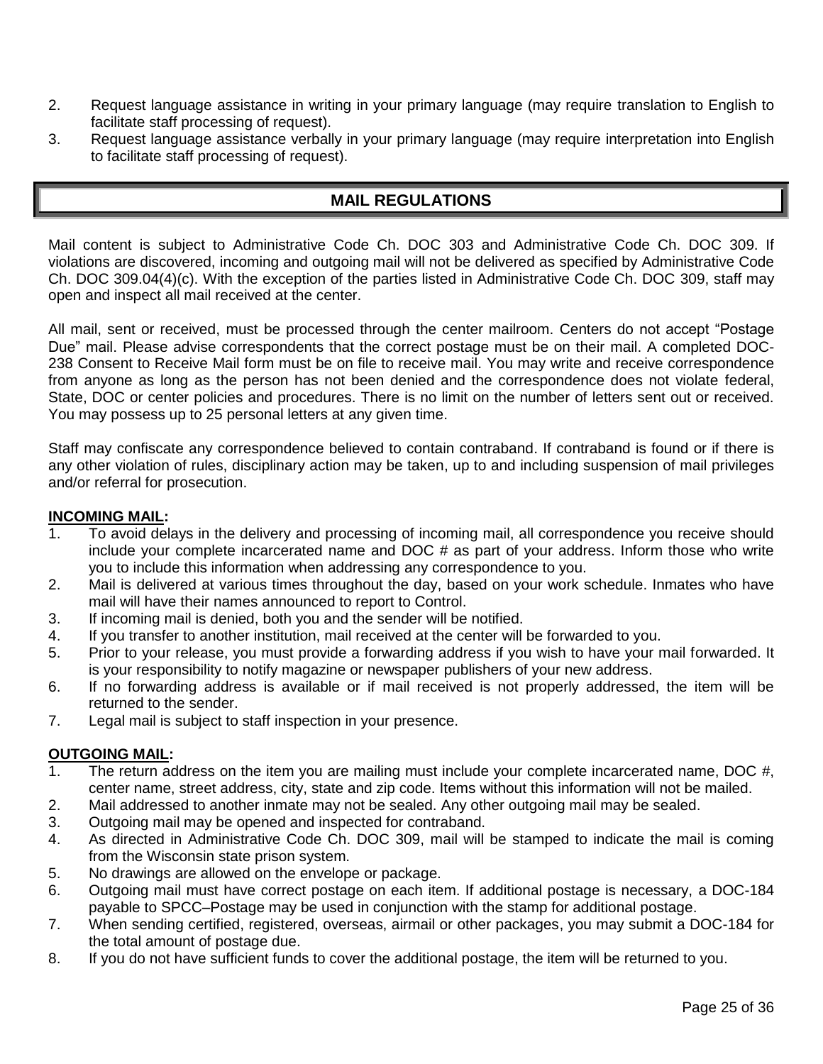2. Request language assistance in writing in your primary language (may require translation to English to facilitate staff processing of request).
3. Request language assistance verbally in your primary language (may require interpretation into English to facilitate staff processing of request).

## MAIL REGULATIONS

Mail content is subject to Administrative Code Ch. DOC 303 and Administrative Code Ch. DOC 309. If violations are discovered, incoming and outgoing mail will not be delivered as specified by Administrative Code Ch. DOC 309.04(4)(c). With the exception of the parties listed in Administrative Code Ch. DOC 309, staff may open and inspect all mail received at the center.

All mail, sent or received, must be processed through the center mailroom. Centers do not accept "Postage Due" mail. Please advise correspondents that the correct postage must be on their mail. A completed DOC-238 Consent to Receive Mail form must be on file to receive mail. You may write and receive correspondence from anyone as long as the person has not been denied and the correspondence does not violate federal, State, DOC or center policies and procedures. There is no limit on the number of letters sent out or received. You may possess up to 25 personal letters at any given time.

Staff may confiscate any correspondence believed to contain contraband. If contraband is found or if there is any other violation of rules, disciplinary action may be taken, up to and including suspension of mail privileges and/or referral for prosecution.

**INCOMING MAIL:**

1. To avoid delays in the delivery and processing of incoming mail, all correspondence you receive should include your complete incarcerated name and DOC # as part of your address. Inform those who write you to include this information when addressing any correspondence to you.
2. Mail is delivered at various times throughout the day, based on your work schedule. Inmates who have mail will have their names announced to report to Control.
3. If incoming mail is denied, both you and the sender will be notified.
4. If you transfer to another institution, mail received at the center will be forwarded to you.
5. Prior to your release, you must provide a forwarding address if you wish to have your mail forwarded. It is your responsibility to notify magazine or newspaper publishers of your new address.
6. If no forwarding address is available or if mail received is not properly addressed, the item will be returned to the sender.
7. Legal mail is subject to staff inspection in your presence.

**OUTGOING MAIL:**

1. The return address on the item you are mailing must include your complete incarcerated name, DOC #, center name, street address, city, state and zip code. Items without this information will not be mailed.
2. Mail addressed to another inmate may not be sealed. Any other outgoing mail may be sealed.
3. Outgoing mail may be opened and inspected for contraband.
4. As directed in Administrative Code Ch. DOC 309, mail will be stamped to indicate the mail is coming from the Wisconsin state prison system.
5. No drawings are allowed on the envelope or package.
6. Outgoing mail must have correct postage on each item. If additional postage is necessary, a DOC-184 payable to SPCC–Postage may be used in conjunction with the stamp for additional postage.
7. When sending certified, registered, overseas, airmail or other packages, you may submit a DOC-184 for the total amount of postage due.
8. If you do not have sufficient funds to cover the additional postage, the item will be returned to you.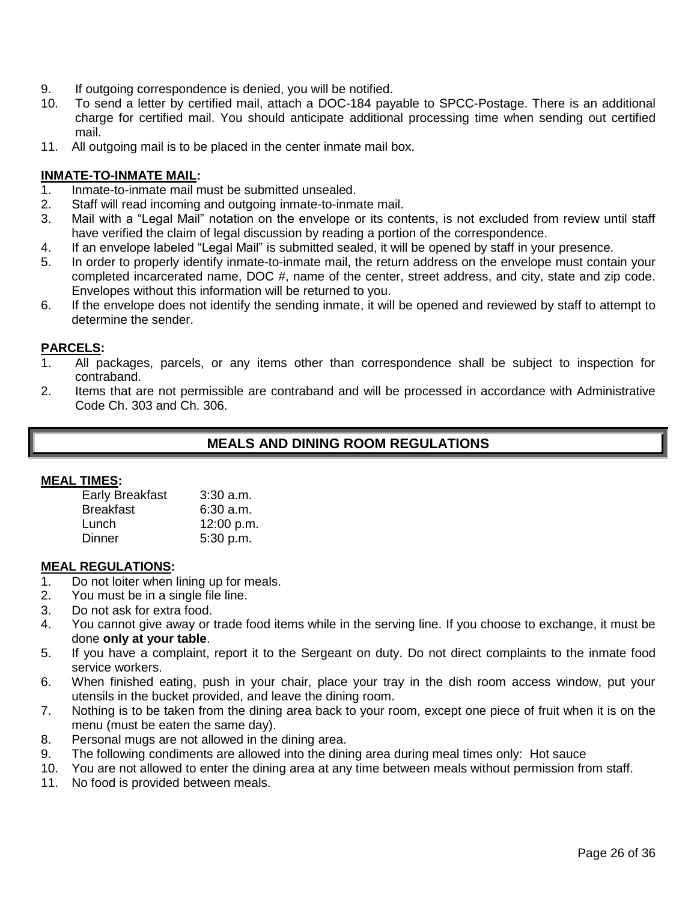9. If outgoing correspondence is denied, you will be notified.
10. To send a letter by certified mail, attach a DOC-184 payable to SPCC-Postage. There is an additional charge for certified mail. You should anticipate additional processing time when sending out certified mail.
11. All outgoing mail is to be placed in the center inmate mail box.

**INMATE-TO-INMATE MAIL:**

1. Inmate-to-inmate mail must be submitted unsealed.
2. Staff will read incoming and outgoing inmate-to-inmate mail.
3. Mail with a "Legal Mail" notation on the envelope or its contents, is not excluded from review until staff have verified the claim of legal discussion by reading a portion of the correspondence.
4. If an envelope labeled "Legal Mail" is submitted sealed, it will be opened by staff in your presence.
5. In order to properly identify inmate-to-inmate mail, the return address on the envelope must contain your completed incarcerated name, DOC #, name of the center, street address, and city, state and zip code. Envelopes without this information will be returned to you.
6. If the envelope does not identify the sending inmate, it will be opened and reviewed by staff to attempt to determine the sender.

**PARCELS:**

1. All packages, parcels, or any items other than correspondence shall be subject to inspection for contraband.
2. Items that are not permissible are contraband and will be processed in accordance with Administrative Code Ch. 303 and Ch. 306.

## MEALS AND DINING ROOM REGULATIONS

**MEAL TIMES:**

| | |
|---|---|
| Early Breakfast | 3:30 a.m. |
| Breakfast | 6:30 a.m. |
| Lunch | 12:00 p.m. |
| Dinner | 5:30 p.m. |

**MEAL REGULATIONS:**

1. Do not loiter when lining up for meals.
2. You must be in a single file line.
3. Do not ask for extra food.
4. You cannot give away or trade food items while in the serving line. If you choose to exchange, it must be done **only at your table**.
5. If you have a complaint, report it to the Sergeant on duty. Do not direct complaints to the inmate food service workers.
6. When finished eating, push in your chair, place your tray in the dish room access window, put your utensils in the bucket provided, and leave the dining room.
7. Nothing is to be taken from the dining area back to your room, except one piece of fruit when it is on the menu (must be eaten the same day).
8. Personal mugs are not allowed in the dining area.
9. The following condiments are allowed into the dining area during meal times only: Hot sauce
10. You are not allowed to enter the dining area at any time between meals without permission from staff.
11. No food is provided between meals.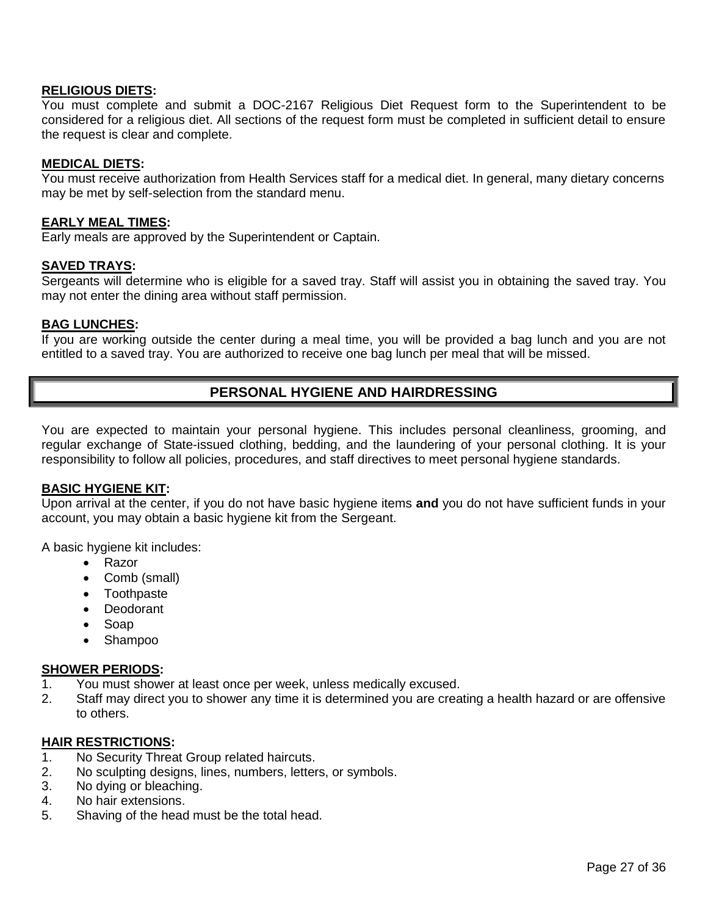**RELIGIOUS DIETS:**
You must complete and submit a DOC-2167 Religious Diet Request form to the Superintendent to be considered for a religious diet. All sections of the request form must be completed in sufficient detail to ensure the request is clear and complete.

**MEDICAL DIETS:**
You must receive authorization from Health Services staff for a medical diet. In general, many dietary concerns may be met by self-selection from the standard menu.

**EARLY MEAL TIMES:**
Early meals are approved by the Superintendent or Captain.

**SAVED TRAYS:**
Sergeants will determine who is eligible for a saved tray. Staff will assist you in obtaining the saved tray. You may not enter the dining area without staff permission.

**BAG LUNCHES:**
If you are working outside the center during a meal time, you will be provided a bag lunch and you are not entitled to a saved tray. You are authorized to receive one bag lunch per meal that will be missed.

## PERSONAL HYGIENE AND HAIRDRESSING

You are expected to maintain your personal hygiene. This includes personal cleanliness, grooming, and regular exchange of State-issued clothing, bedding, and the laundering of your personal clothing. It is your responsibility to follow all policies, procedures, and staff directives to meet personal hygiene standards.

**BASIC HYGIENE KIT:**
Upon arrival at the center, if you do not have basic hygiene items **and** you do not have sufficient funds in your account, you may obtain a basic hygiene kit from the Sergeant.

A basic hygiene kit includes:

- Razor
- Comb (small)
- Toothpaste
- Deodorant
- Soap
- Shampoo

**SHOWER PERIODS:**

1. You must shower at least once per week, unless medically excused.
2. Staff may direct you to shower any time it is determined you are creating a health hazard or are offensive to others.

**HAIR RESTRICTIONS:**

1. No Security Threat Group related haircuts.
2. No sculpting designs, lines, numbers, letters, or symbols.
3. No dying or bleaching.
4. No hair extensions.
5. Shaving of the head must be the total head.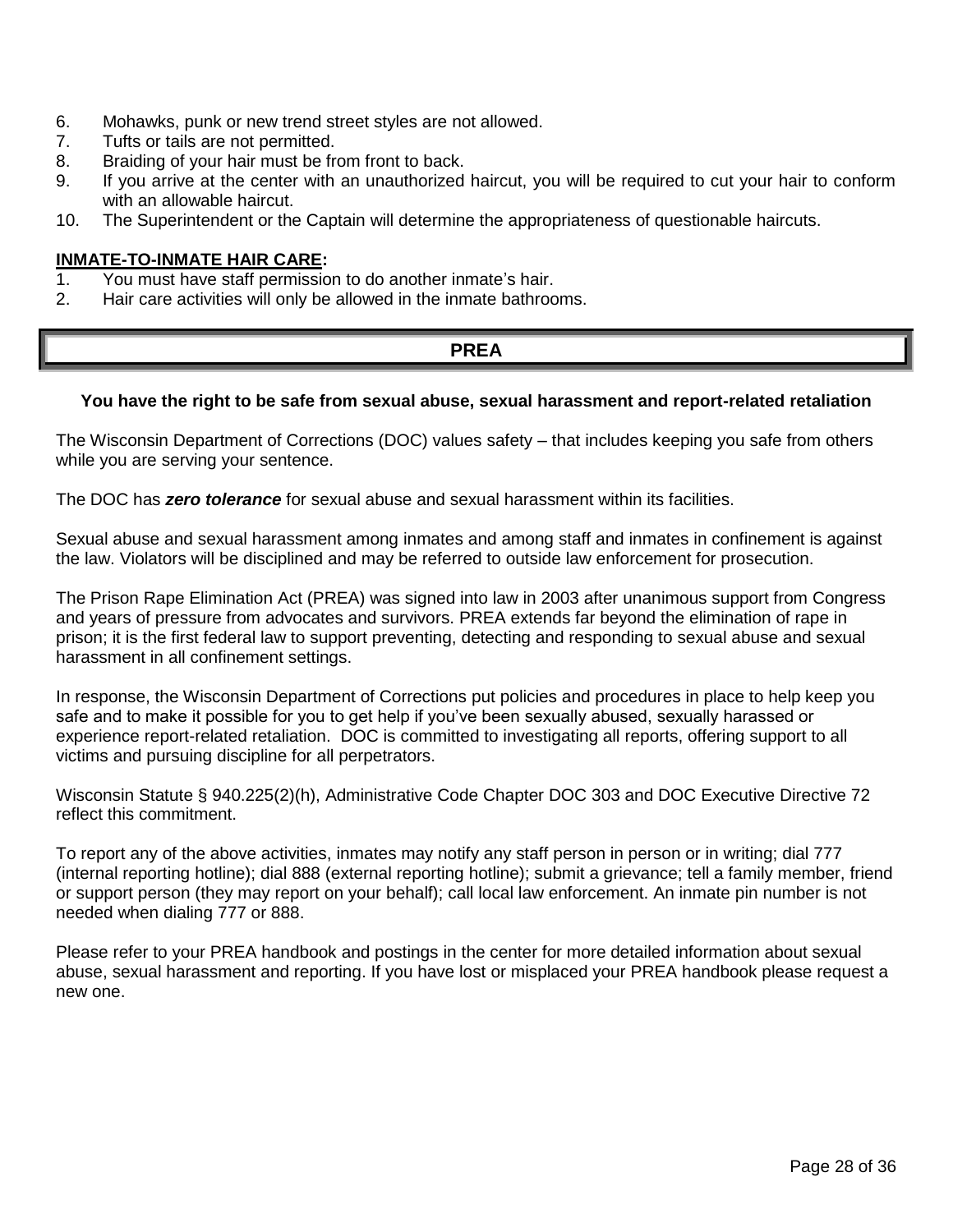6. Mohawks, punk or new trend street styles are not allowed.
7. Tufts or tails are not permitted.
8. Braiding of your hair must be from front to back.
9. If you arrive at the center with an unauthorized haircut, you will be required to cut your hair to conform with an allowable haircut.
10. The Superintendent or the Captain will determine the appropriateness of questionable haircuts.

**INMATE-TO-INMATE HAIR CARE:**

1. You must have staff permission to do another inmate's hair.
2. Hair care activities will only be allowed in the inmate bathrooms.

## PREA

**You have the right to be safe from sexual abuse, sexual harassment and report-related retaliation**

The Wisconsin Department of Corrections (DOC) values safety – that includes keeping you safe from others while you are serving your sentence.

The DOC has ***zero tolerance*** for sexual abuse and sexual harassment within its facilities.

Sexual abuse and sexual harassment among inmates and among staff and inmates in confinement is against the law. Violators will be disciplined and may be referred to outside law enforcement for prosecution.

The Prison Rape Elimination Act (PREA) was signed into law in 2003 after unanimous support from Congress and years of pressure from advocates and survivors. PREA extends far beyond the elimination of rape in prison; it is the first federal law to support preventing, detecting and responding to sexual abuse and sexual harassment in all confinement settings.

In response, the Wisconsin Department of Corrections put policies and procedures in place to help keep you safe and to make it possible for you to get help if you've been sexually abused, sexually harassed or experience report-related retaliation. DOC is committed to investigating all reports, offering support to all victims and pursuing discipline for all perpetrators.

Wisconsin Statute § 940.225(2)(h), Administrative Code Chapter DOC 303 and DOC Executive Directive 72 reflect this commitment.

To report any of the above activities, inmates may notify any staff person in person or in writing; dial 777 (internal reporting hotline); dial 888 (external reporting hotline); submit a grievance; tell a family member, friend or support person (they may report on your behalf); call local law enforcement. An inmate pin number is not needed when dialing 777 or 888.

Please refer to your PREA handbook and postings in the center for more detailed information about sexual abuse, sexual harassment and reporting. If you have lost or misplaced your PREA handbook please request a new one.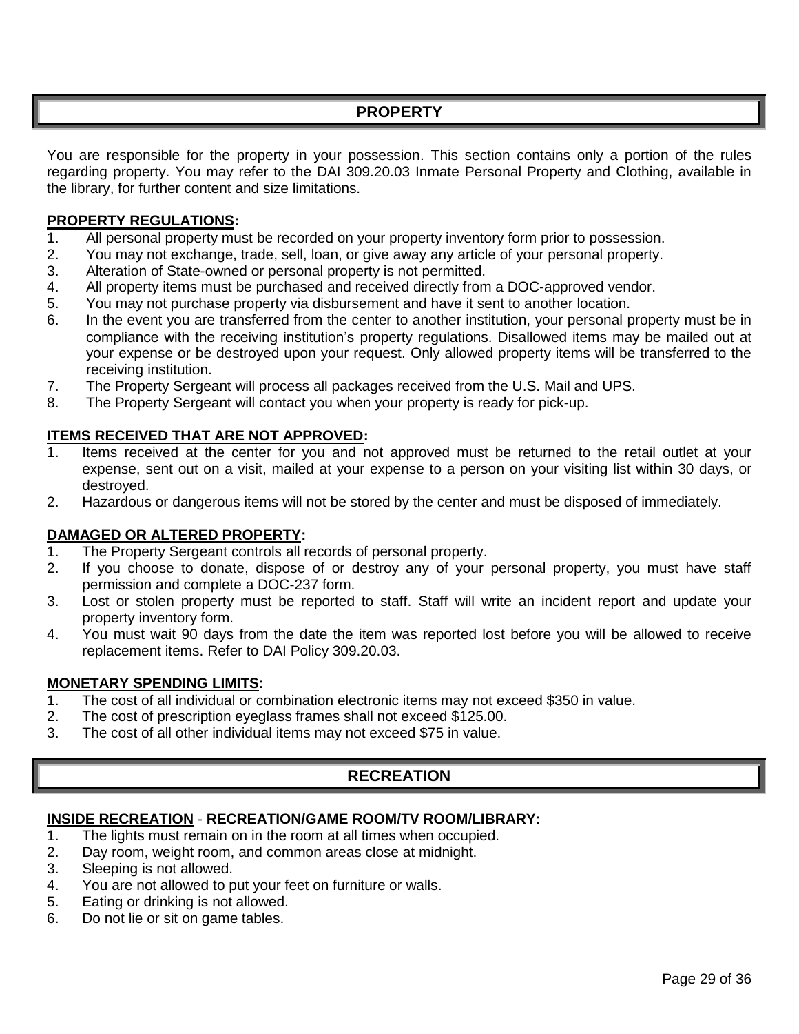## PROPERTY

You are responsible for the property in your possession. This section contains only a portion of the rules regarding property. You may refer to the DAI 309.20.03 Inmate Personal Property and Clothing, available in the library, for further content and size limitations.

**PROPERTY REGULATIONS:**

1. All personal property must be recorded on your property inventory form prior to possession.
2. You may not exchange, trade, sell, loan, or give away any article of your personal property.
3. Alteration of State-owned or personal property is not permitted.
4. All property items must be purchased and received directly from a DOC-approved vendor.
5. You may not purchase property via disbursement and have it sent to another location.
6. In the event you are transferred from the center to another institution, your personal property must be in compliance with the receiving institution's property regulations. Disallowed items may be mailed out at your expense or be destroyed upon your request. Only allowed property items will be transferred to the receiving institution.
7. The Property Sergeant will process all packages received from the U.S. Mail and UPS.
8. The Property Sergeant will contact you when your property is ready for pick-up.

**ITEMS RECEIVED THAT ARE NOT APPROVED:**

1. Items received at the center for you and not approved must be returned to the retail outlet at your expense, sent out on a visit, mailed at your expense to a person on your visiting list within 30 days, or destroyed.
2. Hazardous or dangerous items will not be stored by the center and must be disposed of immediately.

**DAMAGED OR ALTERED PROPERTY:**

1. The Property Sergeant controls all records of personal property.
2. If you choose to donate, dispose of or destroy any of your personal property, you must have staff permission and complete a DOC-237 form.
3. Lost or stolen property must be reported to staff. Staff will write an incident report and update your property inventory form.
4. You must wait 90 days from the date the item was reported lost before you will be allowed to receive replacement items. Refer to DAI Policy 309.20.03.

**MONETARY SPENDING LIMITS:**

1. The cost of all individual or combination electronic items may not exceed $350 in value.
2. The cost of prescription eyeglass frames shall not exceed $125.00.
3. The cost of all other individual items may not exceed $75 in value.

## RECREATION

**INSIDE RECREATION - RECREATION/GAME ROOM/TV ROOM/LIBRARY:**

1. The lights must remain on in the room at all times when occupied.
2. Day room, weight room, and common areas close at midnight.
3. Sleeping is not allowed.
4. You are not allowed to put your feet on furniture or walls.
5. Eating or drinking is not allowed.
6. Do not lie or sit on game tables.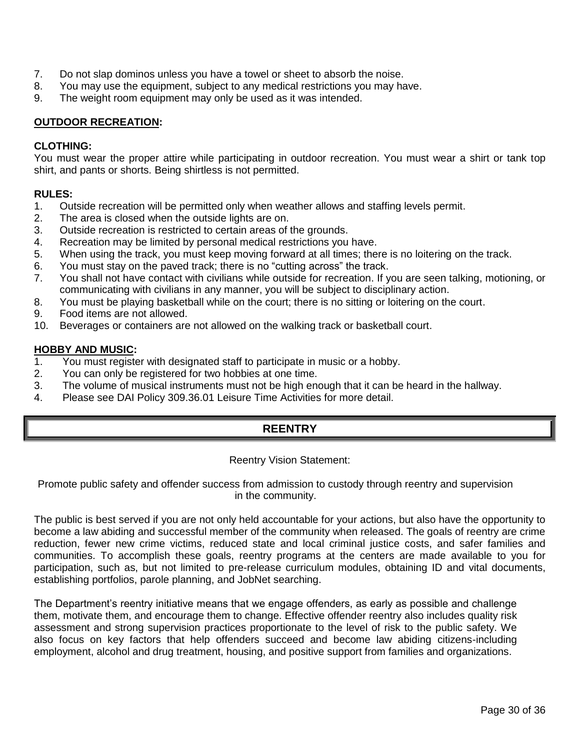7. Do not slap dominos unless you have a towel or sheet to absorb the noise.
8. You may use the equipment, subject to any medical restrictions you may have.
9. The weight room equipment may only be used as it was intended.

**<u>OUTDOOR RECREATION</u>:**

**CLOTHING:**
You must wear the proper attire while participating in outdoor recreation. You must wear a shirt or tank top shirt, and pants or shorts. Being shirtless is not permitted.

**RULES:**

1. Outside recreation will be permitted only when weather allows and staffing levels permit.
2. The area is closed when the outside lights are on.
3. Outside recreation is restricted to certain areas of the grounds.
4. Recreation may be limited by personal medical restrictions you have.
5. When using the track, you must keep moving forward at all times; there is no loitering on the track.
6. You must stay on the paved track; there is no "cutting across" the track.
7. You shall not have contact with civilians while outside for recreation. If you are seen talking, motioning, or communicating with civilians in any manner, you will be subject to disciplinary action.
8. You must be playing basketball while on the court; there is no sitting or loitering on the court.
9. Food items are not allowed.
10. Beverages or containers are not allowed on the walking track or basketball court.

**<u>HOBBY AND MUSIC</u>:**

1. You must register with designated staff to participate in music or a hobby.
2. You can only be registered for two hobbies at one time.
3. The volume of musical instruments must not be high enough that it can be heard in the hallway.
4. Please see DAI Policy 309.36.01 Leisure Time Activities for more detail.

## REENTRY

Reentry Vision Statement:

Promote public safety and offender success from admission to custody through reentry and supervision in the community.

The public is best served if you are not only held accountable for your actions, but also have the opportunity to become a law abiding and successful member of the community when released. The goals of reentry are crime reduction, fewer new crime victims, reduced state and local criminal justice costs, and safer families and communities. To accomplish these goals, reentry programs at the centers are made available to you for participation, such as, but not limited to pre-release curriculum modules, obtaining ID and vital documents, establishing portfolios, parole planning, and JobNet searching.

The Department's reentry initiative means that we engage offenders, as early as possible and challenge them, motivate them, and encourage them to change. Effective offender reentry also includes quality risk assessment and strong supervision practices proportionate to the level of risk to the public safety. We also focus on key factors that help offenders succeed and become law abiding citizens-including employment, alcohol and drug treatment, housing, and positive support from families and organizations.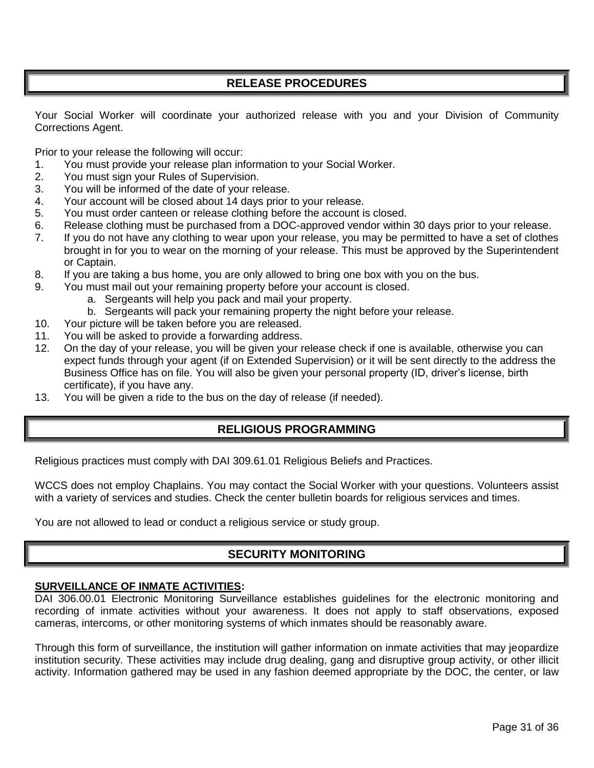## RELEASE PROCEDURES

Your Social Worker will coordinate your authorized release with you and your Division of Community Corrections Agent.

Prior to your release the following will occur:

1. You must provide your release plan information to your Social Worker.
2. You must sign your Rules of Supervision.
3. You will be informed of the date of your release.
4. Your account will be closed about 14 days prior to your release.
5. You must order canteen or release clothing before the account is closed.
6. Release clothing must be purchased from a DOC-approved vendor within 30 days prior to your release.
7. If you do not have any clothing to wear upon your release, you may be permitted to have a set of clothes brought in for you to wear on the morning of your release. This must be approved by the Superintendent or Captain.
8. If you are taking a bus home, you are only allowed to bring one box with you on the bus.
9. You must mail out your remaining property before your account is closed.
   a. Sergeants will help you pack and mail your property.
   b. Sergeants will pack your remaining property the night before your release.
10. Your picture will be taken before you are released.
11. You will be asked to provide a forwarding address.
12. On the day of your release, you will be given your release check if one is available, otherwise you can expect funds through your agent (if on Extended Supervision) or it will be sent directly to the address the Business Office has on file. You will also be given your personal property (ID, driver's license, birth certificate), if you have any.
13. You will be given a ride to the bus on the day of release (if needed).

## RELIGIOUS PROGRAMMING

Religious practices must comply with DAI 309.61.01 Religious Beliefs and Practices.

WCCS does not employ Chaplains. You may contact the Social Worker with your questions. Volunteers assist with a variety of services and studies. Check the center bulletin boards for religious services and times.

You are not allowed to lead or conduct a religious service or study group.

## SECURITY MONITORING

**SURVEILLANCE OF INMATE ACTIVITIES:**
DAI 306.00.01 Electronic Monitoring Surveillance establishes guidelines for the electronic monitoring and recording of inmate activities without your awareness. It does not apply to staff observations, exposed cameras, intercoms, or other monitoring systems of which inmates should be reasonably aware.

Through this form of surveillance, the institution will gather information on inmate activities that may jeopardize institution security. These activities may include drug dealing, gang and disruptive group activity, or other illicit activity. Information gathered may be used in any fashion deemed appropriate by the DOC, the center, or law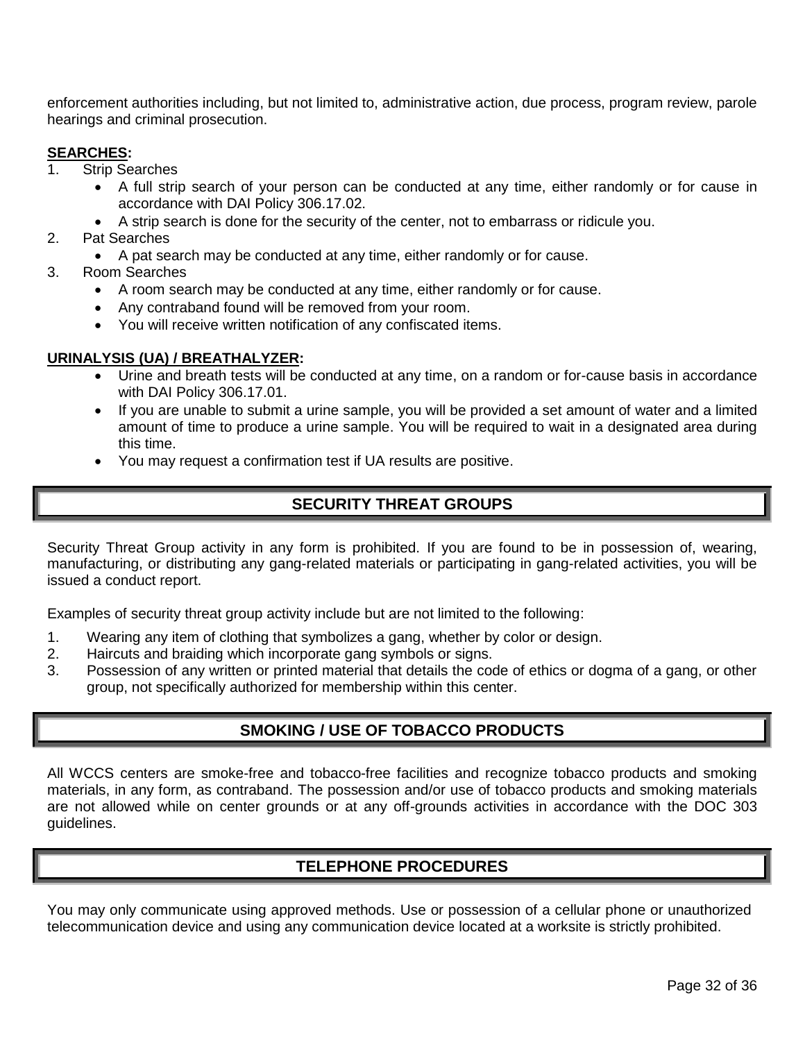enforcement authorities including, but not limited to, administrative action, due process, program review, parole hearings and criminal prosecution.

**SEARCHES:**

1. Strip Searches
   - A full strip search of your person can be conducted at any time, either randomly or for cause in accordance with DAI Policy 306.17.02.
   - A strip search is done for the security of the center, not to embarrass or ridicule you.
2. Pat Searches
   - A pat search may be conducted at any time, either randomly or for cause.
3. Room Searches
   - A room search may be conducted at any time, either randomly or for cause.
   - Any contraband found will be removed from your room.
   - You will receive written notification of any confiscated items.

**URINALYSIS (UA) / BREATHALYZER:**

- Urine and breath tests will be conducted at any time, on a random or for-cause basis in accordance with DAI Policy 306.17.01.
- If you are unable to submit a urine sample, you will be provided a set amount of water and a limited amount of time to produce a urine sample. You will be required to wait in a designated area during this time.
- You may request a confirmation test if UA results are positive.

## SECURITY THREAT GROUPS

Security Threat Group activity in any form is prohibited. If you are found to be in possession of, wearing, manufacturing, or distributing any gang-related materials or participating in gang-related activities, you will be issued a conduct report.

Examples of security threat group activity include but are not limited to the following:

1. Wearing any item of clothing that symbolizes a gang, whether by color or design.
2. Haircuts and braiding which incorporate gang symbols or signs.
3. Possession of any written or printed material that details the code of ethics or dogma of a gang, or other group, not specifically authorized for membership within this center.

## SMOKING / USE OF TOBACCO PRODUCTS

All WCCS centers are smoke-free and tobacco-free facilities and recognize tobacco products and smoking materials, in any form, as contraband. The possession and/or use of tobacco products and smoking materials are not allowed while on center grounds or at any off-grounds activities in accordance with the DOC 303 guidelines.

## TELEPHONE PROCEDURES

You may only communicate using approved methods. Use or possession of a cellular phone or unauthorized telecommunication device and using any communication device located at a worksite is strictly prohibited.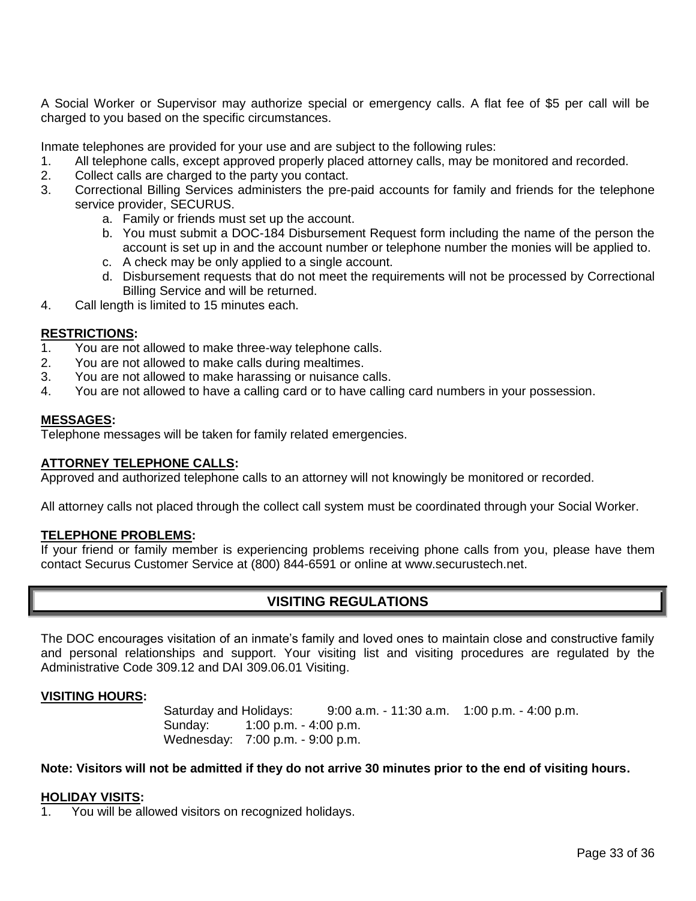A Social Worker or Supervisor may authorize special or emergency calls. A flat fee of $5 per call will be charged to you based on the specific circumstances.

Inmate telephones are provided for your use and are subject to the following rules:

1. All telephone calls, except approved properly placed attorney calls, may be monitored and recorded.
2. Collect calls are charged to the party you contact.
3. Correctional Billing Services administers the pre-paid accounts for family and friends for the telephone service provider, SECURUS.
   a. Family or friends must set up the account.
   b. You must submit a DOC-184 Disbursement Request form including the name of the person the account is set up in and the account number or telephone number the monies will be applied to.
   c. A check may be only applied to a single account.
   d. Disbursement requests that do not meet the requirements will not be processed by Correctional Billing Service and will be returned.
4. Call length is limited to 15 minutes each.

**RESTRICTIONS:**

1. You are not allowed to make three-way telephone calls.
2. You are not allowed to make calls during mealtimes.
3. You are not allowed to make harassing or nuisance calls.
4. You are not allowed to have a calling card or to have calling card numbers in your possession.

**MESSAGES:**

Telephone messages will be taken for family related emergencies.

**ATTORNEY TELEPHONE CALLS:**

Approved and authorized telephone calls to an attorney will not knowingly be monitored or recorded.

All attorney calls not placed through the collect call system must be coordinated through your Social Worker.

**TELEPHONE PROBLEMS:**

If your friend or family member is experiencing problems receiving phone calls from you, please have them contact Securus Customer Service at (800) 844-6591 or online at www.securustech.net.

## VISITING REGULATIONS

The DOC encourages visitation of an inmate's family and loved ones to maintain close and constructive family and personal relationships and support. Your visiting list and visiting procedures are regulated by the Administrative Code 309.12 and DAI 309.06.01 Visiting.

**VISITING HOURS:**

Saturday and Holidays: 9:00 a.m. - 11:30 a.m. 1:00 p.m. - 4:00 p.m.
Sunday: 1:00 p.m. - 4:00 p.m.
Wednesday: 7:00 p.m. - 9:00 p.m.

**Note: Visitors will not be admitted if they do not arrive 30 minutes prior to the end of visiting hours.**

**HOLIDAY VISITS:**

1. You will be allowed visitors on recognized holidays.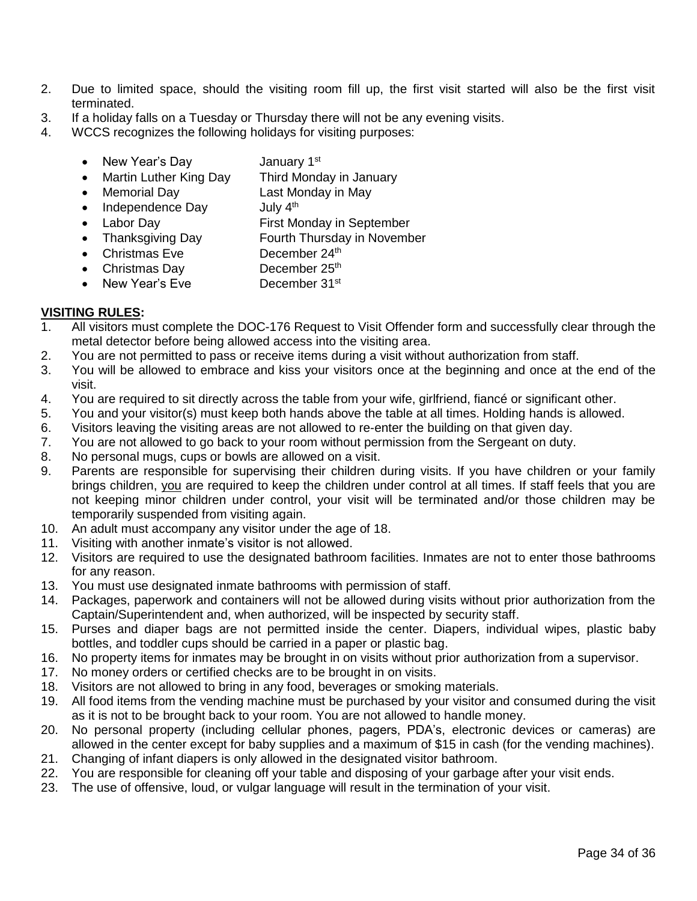2. Due to limited space, should the visiting room fill up, the first visit started will also be the first visit terminated.
3. If a holiday falls on a Tuesday or Thursday there will not be any evening visits.
4. WCCS recognizes the following holidays for visiting purposes:

   - New Year's Day — January 1st
   - Martin Luther King Day — Third Monday in January
   - Memorial Day — Last Monday in May
   - Independence Day — July 4th
   - Labor Day — First Monday in September
   - Thanksgiving Day — Fourth Thursday in November
   - Christmas Eve — December 24th
   - Christmas Day — December 25th
   - New Year's Eve — December 31st

**VISITING RULES:**

1. All visitors must complete the DOC-176 Request to Visit Offender form and successfully clear through the metal detector before being allowed access into the visiting area.
2. You are not permitted to pass or receive items during a visit without authorization from staff.
3. You will be allowed to embrace and kiss your visitors once at the beginning and once at the end of the visit.
4. You are required to sit directly across the table from your wife, girlfriend, fiancé or significant other.
5. You and your visitor(s) must keep both hands above the table at all times. Holding hands is allowed.
6. Visitors leaving the visiting areas are not allowed to re-enter the building on that given day.
7. You are not allowed to go back to your room without permission from the Sergeant on duty.
8. No personal mugs, cups or bowls are allowed on a visit.
9. Parents are responsible for supervising their children during visits. If you have children or your family brings children, <u>you</u> are required to keep the children under control at all times. If staff feels that you are not keeping minor children under control, your visit will be terminated and/or those children may be temporarily suspended from visiting again.
10. An adult must accompany any visitor under the age of 18.
11. Visiting with another inmate's visitor is not allowed.
12. Visitors are required to use the designated bathroom facilities. Inmates are not to enter those bathrooms for any reason.
13. You must use designated inmate bathrooms with permission of staff.
14. Packages, paperwork and containers will not be allowed during visits without prior authorization from the Captain/Superintendent and, when authorized, will be inspected by security staff.
15. Purses and diaper bags are not permitted inside the center. Diapers, individual wipes, plastic baby bottles, and toddler cups should be carried in a paper or plastic bag.
16. No property items for inmates may be brought in on visits without prior authorization from a supervisor.
17. No money orders or certified checks are to be brought in on visits.
18. Visitors are not allowed to bring in any food, beverages or smoking materials.
19. All food items from the vending machine must be purchased by your visitor and consumed during the visit as it is not to be brought back to your room. You are not allowed to handle money.
20. No personal property (including cellular phones, pagers, PDA's, electronic devices or cameras) are allowed in the center except for baby supplies and a maximum of $15 in cash (for the vending machines).
21. Changing of infant diapers is only allowed in the designated visitor bathroom.
22. You are responsible for cleaning off your table and disposing of your garbage after your visit ends.
23. The use of offensive, loud, or vulgar language will result in the termination of your visit.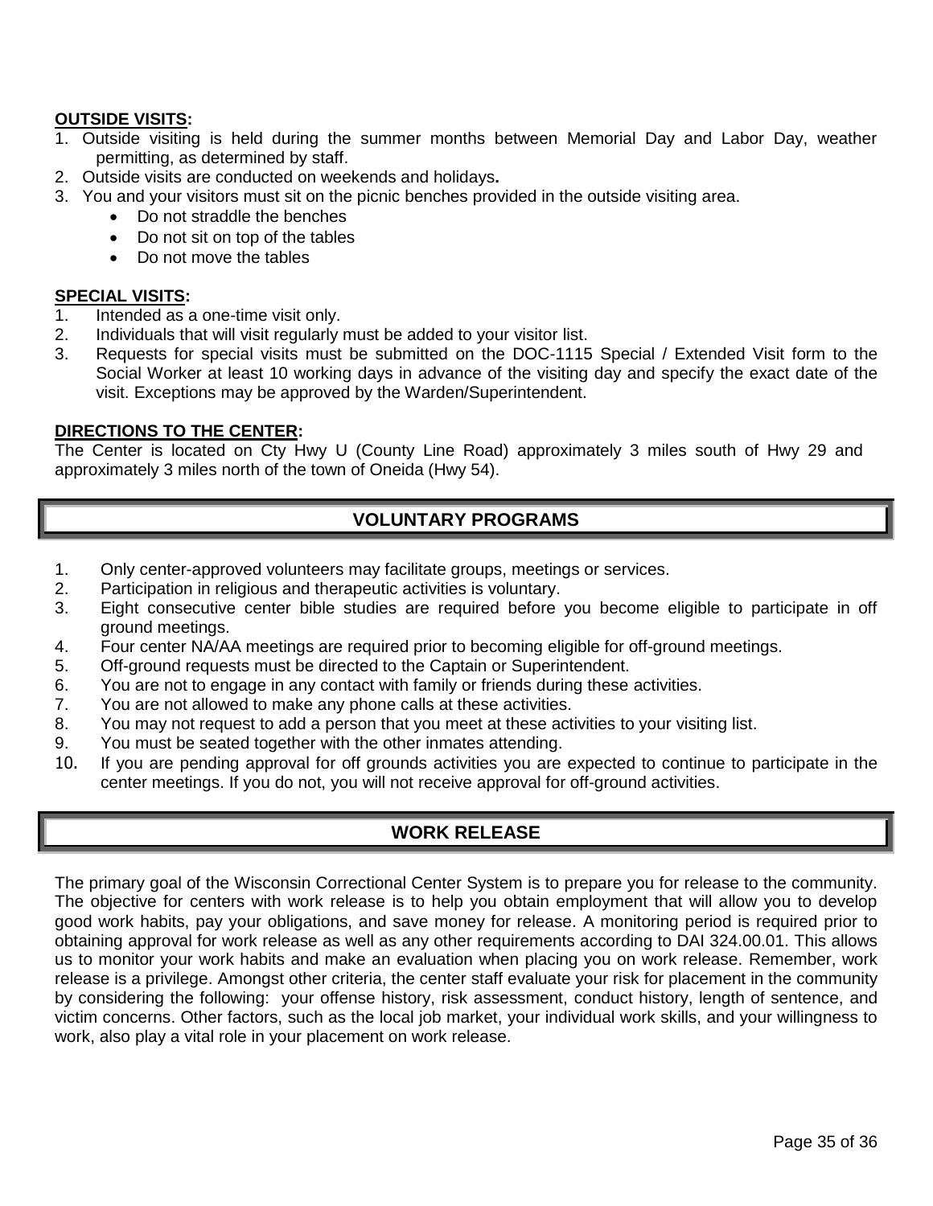**OUTSIDE VISITS:**

1. Outside visiting is held during the summer months between Memorial Day and Labor Day, weather permitting, as determined by staff.
2. Outside visits are conducted on weekends and holidays**.**
3. You and your visitors must sit on the picnic benches provided in the outside visiting area.
   - Do not straddle the benches
   - Do not sit on top of the tables
   - Do not move the tables

**SPECIAL VISITS:**

1. Intended as a one-time visit only.
2. Individuals that will visit regularly must be added to your visitor list.
3. Requests for special visits must be submitted on the DOC-1115 Special / Extended Visit form to the Social Worker at least 10 working days in advance of the visiting day and specify the exact date of the visit. Exceptions may be approved by the Warden/Superintendent.

**DIRECTIONS TO THE CENTER:**

The Center is located on Cty Hwy U (County Line Road) approximately 3 miles south of Hwy 29 and approximately 3 miles north of the town of Oneida (Hwy 54).

## VOLUNTARY PROGRAMS

1. Only center-approved volunteers may facilitate groups, meetings or services.
2. Participation in religious and therapeutic activities is voluntary.
3. Eight consecutive center bible studies are required before you become eligible to participate in off ground meetings.
4. Four center NA/AA meetings are required prior to becoming eligible for off-ground meetings.
5. Off-ground requests must be directed to the Captain or Superintendent.
6. You are not to engage in any contact with family or friends during these activities.
7. You are not allowed to make any phone calls at these activities.
8. You may not request to add a person that you meet at these activities to your visiting list.
9. You must be seated together with the other inmates attending.
10. If you are pending approval for off grounds activities you are expected to continue to participate in the center meetings. If you do not, you will not receive approval for off-ground activities.

## WORK RELEASE

The primary goal of the Wisconsin Correctional Center System is to prepare you for release to the community. The objective for centers with work release is to help you obtain employment that will allow you to develop good work habits, pay your obligations, and save money for release. A monitoring period is required prior to obtaining approval for work release as well as any other requirements according to DAI 324.00.01. This allows us to monitor your work habits and make an evaluation when placing you on work release. Remember, work release is a privilege. Amongst other criteria, the center staff evaluate your risk for placement in the community by considering the following: your offense history, risk assessment, conduct history, length of sentence, and victim concerns. Other factors, such as the local job market, your individual work skills, and your willingness to work, also play a vital role in your placement on work release.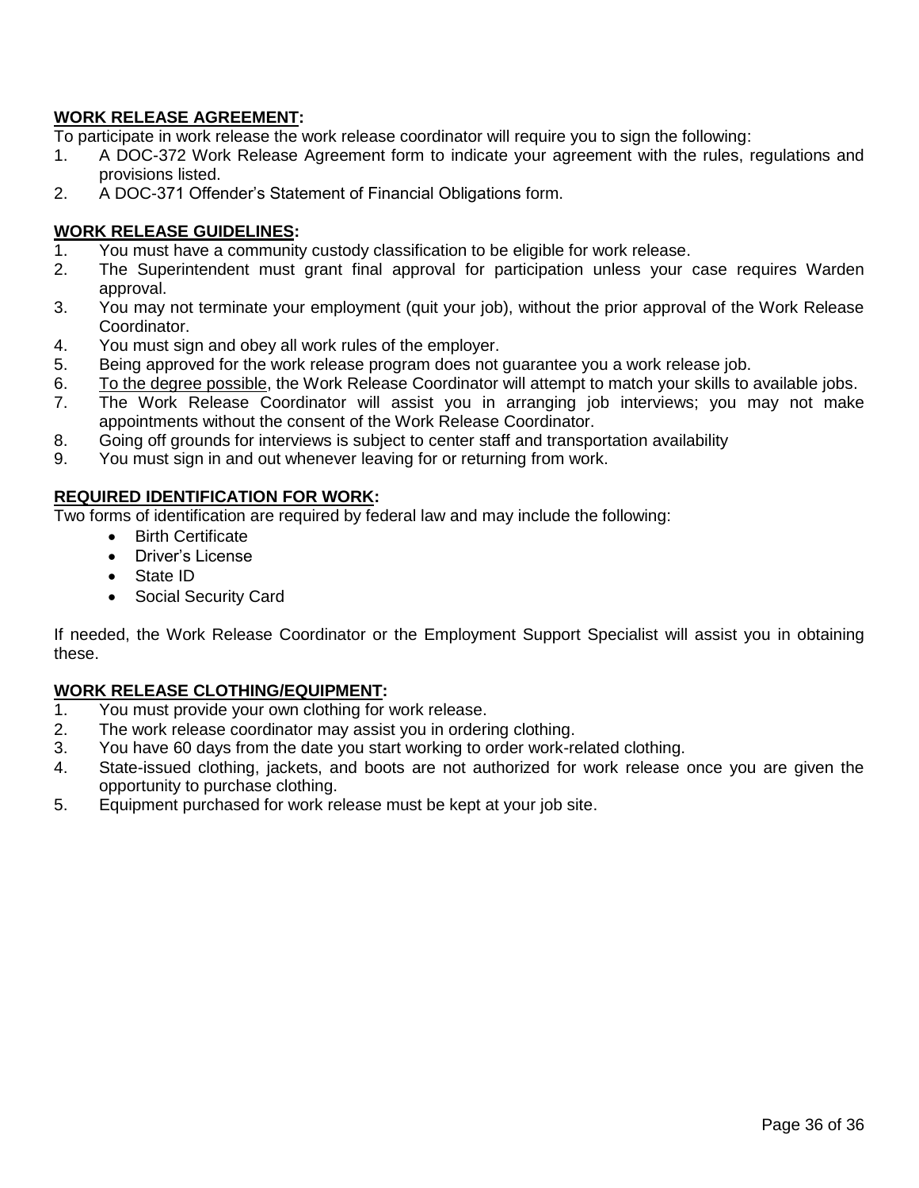**WORK RELEASE AGREEMENT:**

To participate in work release the work release coordinator will require you to sign the following:

1. A DOC-372 Work Release Agreement form to indicate your agreement with the rules, regulations and provisions listed.
2. A DOC-371 Offender's Statement of Financial Obligations form.

**WORK RELEASE GUIDELINES:**

1. You must have a community custody classification to be eligible for work release.
2. The Superintendent must grant final approval for participation unless your case requires Warden approval.
3. You may not terminate your employment (quit your job), without the prior approval of the Work Release Coordinator.
4. You must sign and obey all work rules of the employer.
5. Being approved for the work release program does not guarantee you a work release job.
6. To the degree possible, the Work Release Coordinator will attempt to match your skills to available jobs.
7. The Work Release Coordinator will assist you in arranging job interviews; you may not make appointments without the consent of the Work Release Coordinator.
8. Going off grounds for interviews is subject to center staff and transportation availability
9. You must sign in and out whenever leaving for or returning from work.

**REQUIRED IDENTIFICATION FOR WORK:**

Two forms of identification are required by federal law and may include the following:

- Birth Certificate
- Driver's License
- State ID
- Social Security Card

If needed, the Work Release Coordinator or the Employment Support Specialist will assist you in obtaining these.

**WORK RELEASE CLOTHING/EQUIPMENT:**

1. You must provide your own clothing for work release.
2. The work release coordinator may assist you in ordering clothing.
3. You have 60 days from the date you start working to order work-related clothing.
4. State-issued clothing, jackets, and boots are not authorized for work release once you are given the opportunity to purchase clothing.
5. Equipment purchased for work release must be kept at your job site.